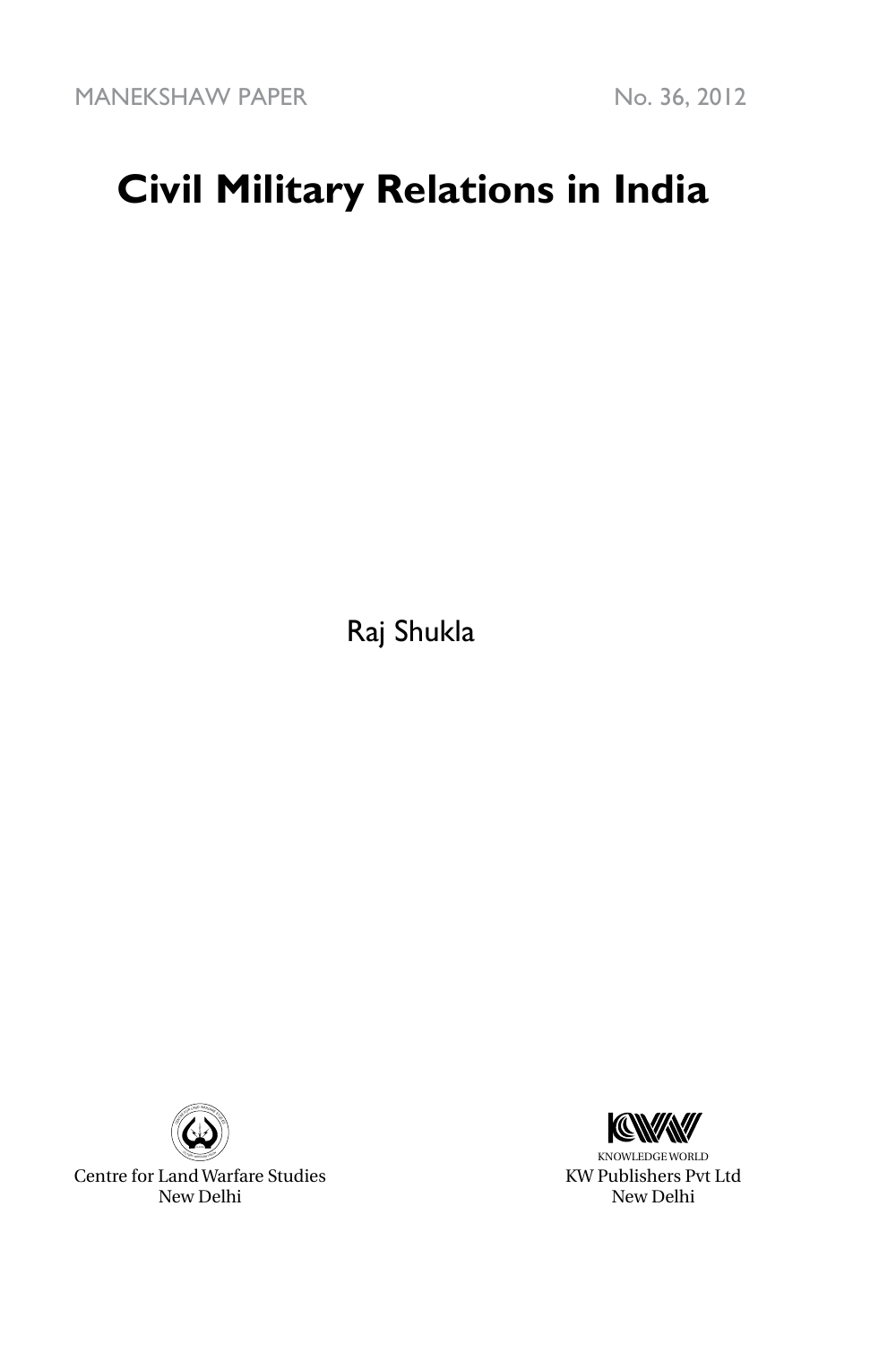MANEKSHAW PAPER No. 36, 2012

# Civil Military Relations in India

Raj Shukla

Centre for Land Warfare Studies
New Delhi

KNOWLEDGE WORLD
KW Publishers Pvt Ltd
New Delhi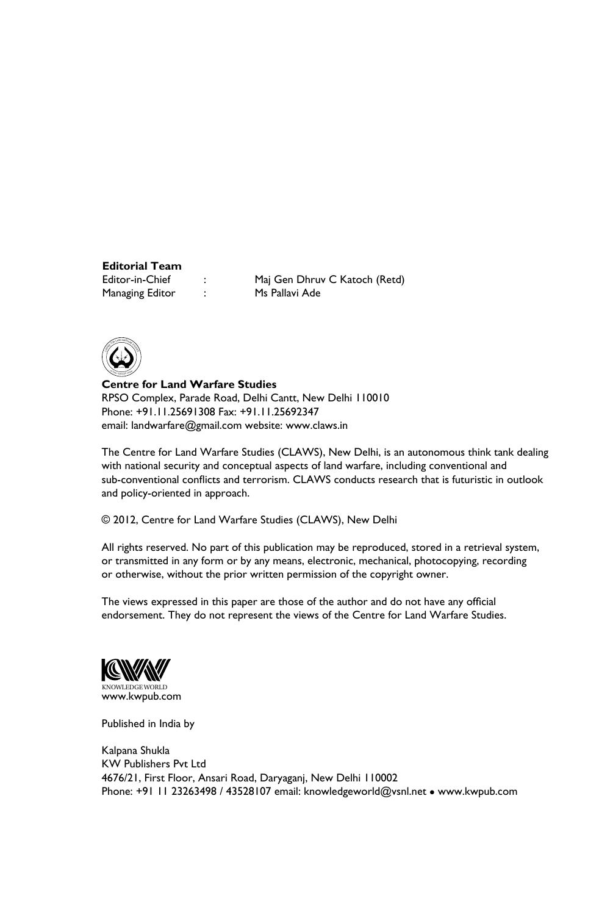**Editorial Team**

| | | |
|---|---|---|
| Editor-in-Chief | : | Maj Gen Dhruv C Katoch (Retd) |
| Managing Editor | : | Ms Pallavi Ade |

**Centre for Land Warfare Studies**
RPSO Complex, Parade Road, Delhi Cantt, New Delhi 110010
Phone: +91.11.25691308 Fax: +91.11.25692347
email: landwarfare@gmail.com website: www.claws.in

The Centre for Land Warfare Studies (CLAWS), New Delhi, is an autonomous think tank dealing with national security and conceptual aspects of land warfare, including conventional and sub-conventional conflicts and terrorism. CLAWS conducts research that is futuristic in outlook and policy-oriented in approach.

© 2012, Centre for Land Warfare Studies (CLAWS), New Delhi

All rights reserved. No part of this publication may be reproduced, stored in a retrieval system, or transmitted in any form or by any means, electronic, mechanical, photocopying, recording or otherwise, without the prior written permission of the copyright owner.

The views expressed in this paper are those of the author and do not have any official endorsement. They do not represent the views of the Centre for Land Warfare Studies.

KNOWLEDGE WORLD
www.kwpub.com

Published in India by

Kalpana Shukla
KW Publishers Pvt Ltd
4676/21, First Floor, Ansari Road, Daryaganj, New Delhi 110002
Phone: +91 11 23263498 / 43528107 email: knowledgeworld@vsnl.net • www.kwpub.com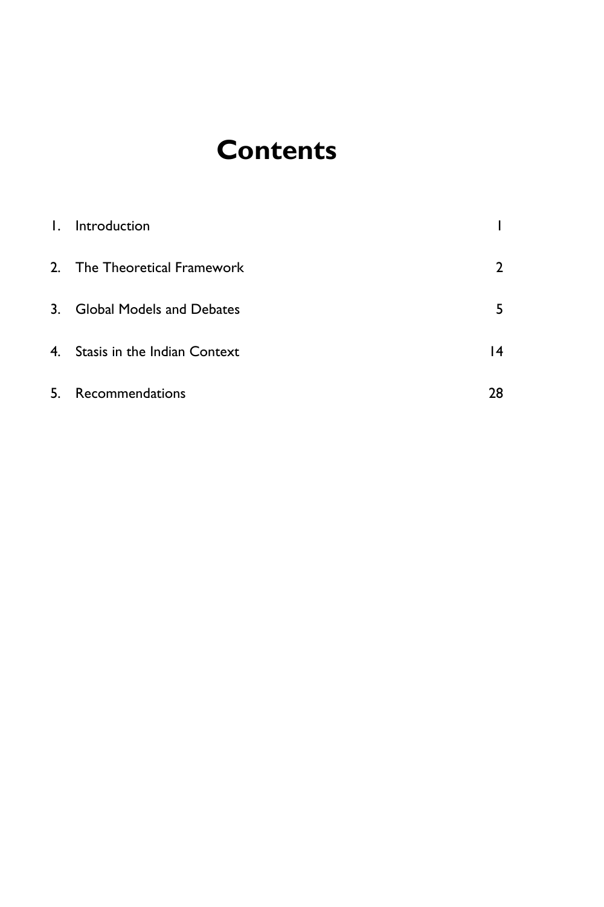# Contents

| | | |
|---|---|---|
| 1. | Introduction | 1 |
| 2. | The Theoretical Framework | 2 |
| 3. | Global Models and Debates | 5 |
| 4. | Stasis in the Indian Context | 14 |
| 5. | Recommendations | 28 |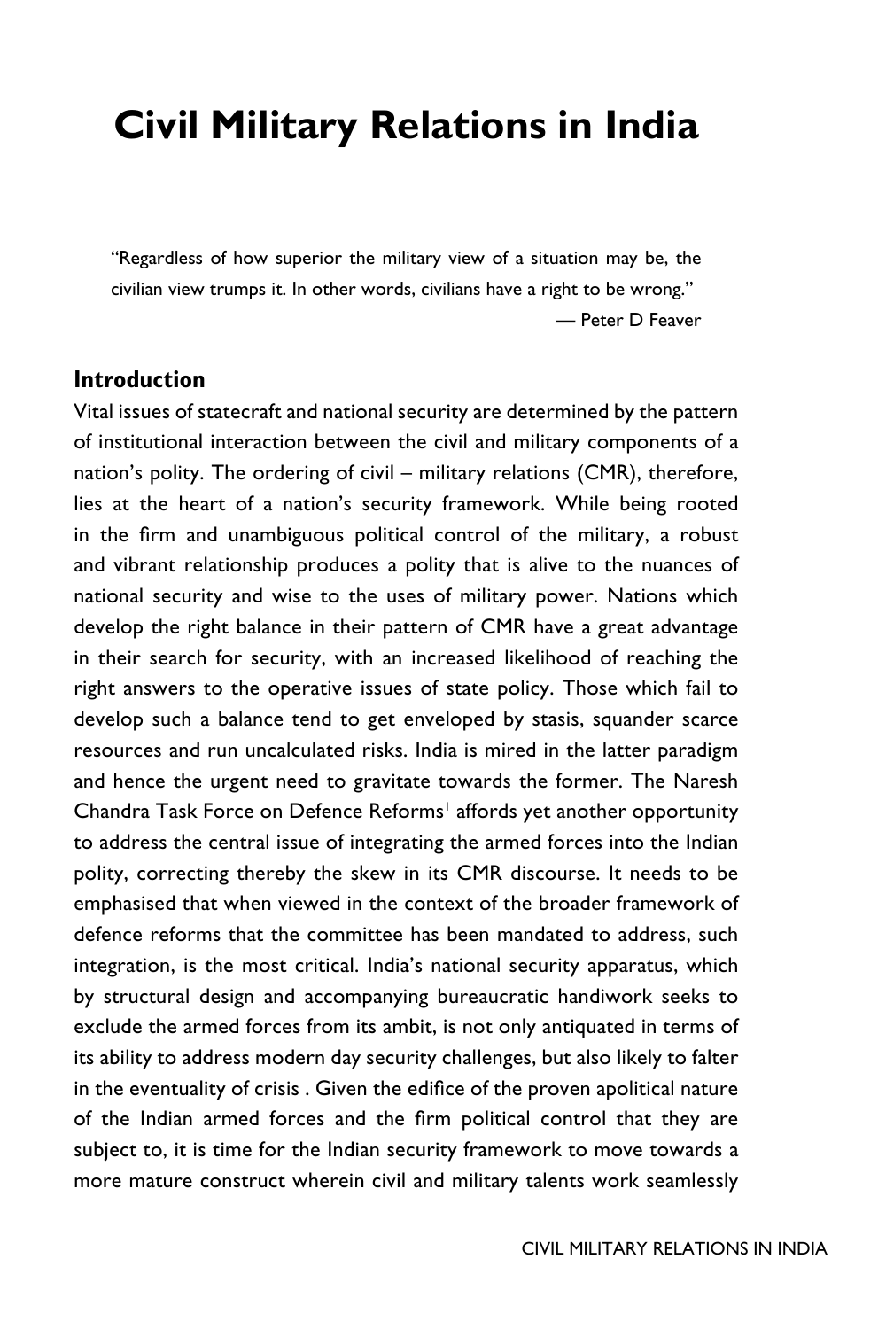# Civil Military Relations in India

> "Regardless of how superior the military view of a situation may be, the civilian view trumps it. In other words, civilians have a right to be wrong."
>
> — Peter D Feaver

## Introduction

Vital issues of statecraft and national security are determined by the pattern of institutional interaction between the civil and military components of a nation's polity. The ordering of civil – military relations (CMR), therefore, lies at the heart of a nation's security framework. While being rooted in the firm and unambiguous political control of the military, a robust and vibrant relationship produces a polity that is alive to the nuances of national security and wise to the uses of military power. Nations which develop the right balance in their pattern of CMR have a great advantage in their search for security, with an increased likelihood of reaching the right answers to the operative issues of state policy. Those which fail to develop such a balance tend to get enveloped by stasis, squander scarce resources and run uncalculated risks. India is mired in the latter paradigm and hence the urgent need to gravitate towards the former. The Naresh Chandra Task Force on Defence Reforms[1] affords yet another opportunity to address the central issue of integrating the armed forces into the Indian polity, correcting thereby the skew in its CMR discourse. It needs to be emphasised that when viewed in the context of the broader framework of defence reforms that the committee has been mandated to address, such integration, is the most critical. India's national security apparatus, which by structural design and accompanying bureaucratic handiwork seeks to exclude the armed forces from its ambit, is not only antiquated in terms of its ability to address modern day security challenges, but also likely to falter in the eventuality of crisis . Given the edifice of the proven apolitical nature of the Indian armed forces and the firm political control that they are subject to, it is time for the Indian security framework to move towards a more mature construct wherein civil and military talents work seamlessly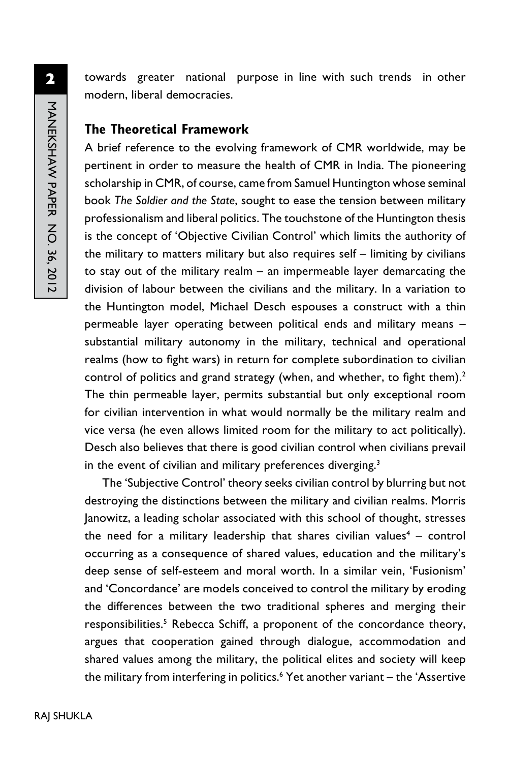towards greater national purpose in line with such trends in other modern, liberal democracies.

## The Theoretical Framework

A brief reference to the evolving framework of CMR worldwide, may be pertinent in order to measure the health of CMR in India. The pioneering scholarship in CMR, of course, came from Samuel Huntington whose seminal book *The Soldier and the State*, sought to ease the tension between military professionalism and liberal politics. The touchstone of the Huntington thesis is the concept of 'Objective Civilian Control' which limits the authority of the military to matters military but also requires self – limiting by civilians to stay out of the military realm – an impermeable layer demarcating the division of labour between the civilians and the military. In a variation to the Huntington model, Michael Desch espouses a construct with a thin permeable layer operating between political ends and military means – substantial military autonomy in the military, technical and operational realms (how to fight wars) in return for complete subordination to civilian control of politics and grand strategy (when, and whether, to fight them).[2] The thin permeable layer, permits substantial but only exceptional room for civilian intervention in what would normally be the military realm and vice versa (he even allows limited room for the military to act politically). Desch also believes that there is good civilian control when civilians prevail in the event of civilian and military preferences diverging.[3]

The 'Subjective Control' theory seeks civilian control by blurring but not destroying the distinctions between the military and civilian realms. Morris Janowitz, a leading scholar associated with this school of thought, stresses the need for a military leadership that shares civilian values[4] – control occurring as a consequence of shared values, education and the military's deep sense of self-esteem and moral worth. In a similar vein, 'Fusionism' and 'Concordance' are models conceived to control the military by eroding the differences between the two traditional spheres and merging their responsibilities.[5] Rebecca Schiff, a proponent of the concordance theory, argues that cooperation gained through dialogue, accommodation and shared values among the military, the political elites and society will keep the military from interfering in politics.[6] Yet another variant – the 'Assertive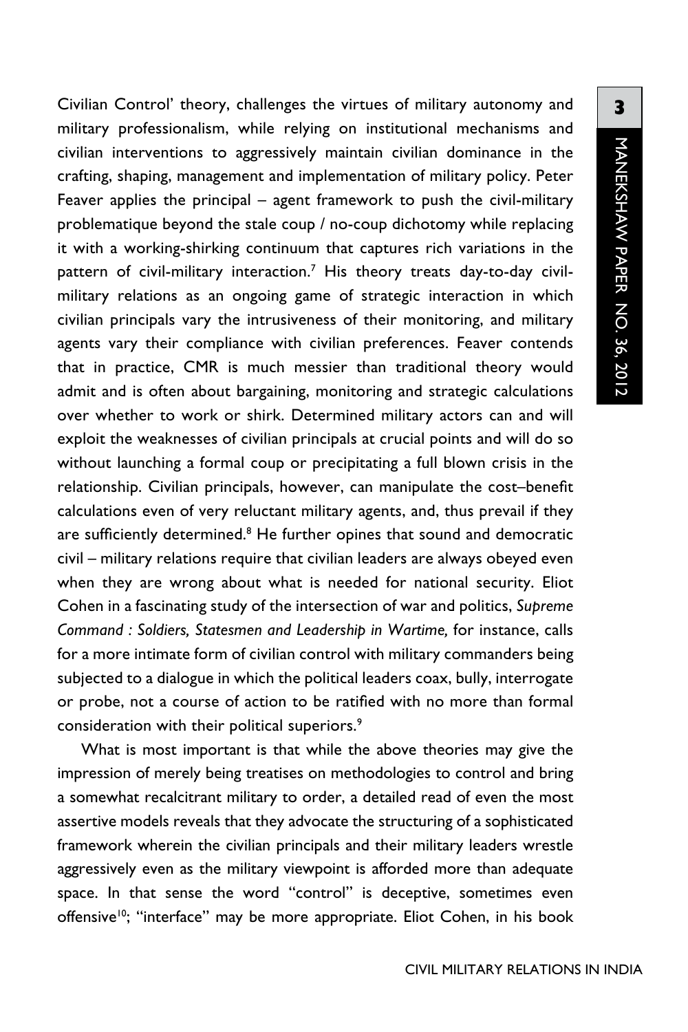Civilian Control' theory, challenges the virtues of military autonomy and military professionalism, while relying on institutional mechanisms and civilian interventions to aggressively maintain civilian dominance in the crafting, shaping, management and implementation of military policy. Peter Feaver applies the principal – agent framework to push the civil-military problematique beyond the stale coup / no-coup dichotomy while replacing it with a working-shirking continuum that captures rich variations in the pattern of civil-military interaction.[7] His theory treats day-to-day civil-military relations as an ongoing game of strategic interaction in which civilian principals vary the intrusiveness of their monitoring, and military agents vary their compliance with civilian preferences. Feaver contends that in practice, CMR is much messier than traditional theory would admit and is often about bargaining, monitoring and strategic calculations over whether to work or shirk. Determined military actors can and will exploit the weaknesses of civilian principals at crucial points and will do so without launching a formal coup or precipitating a full blown crisis in the relationship. Civilian principals, however, can manipulate the cost–benefit calculations even of very reluctant military agents, and, thus prevail if they are sufficiently determined.[8] He further opines that sound and democratic civil – military relations require that civilian leaders are always obeyed even when they are wrong about what is needed for national security. Eliot Cohen in a fascinating study of the intersection of war and politics, *Supreme Command : Soldiers, Statesmen and Leadership in Wartime,* for instance, calls for a more intimate form of civilian control with military commanders being subjected to a dialogue in which the political leaders coax, bully, interrogate or probe, not a course of action to be ratified with no more than formal consideration with their political superiors.[9]

What is most important is that while the above theories may give the impression of merely being treatises on methodologies to control and bring a somewhat recalcitrant military to order, a detailed read of even the most assertive models reveals that they advocate the structuring of a sophisticated framework wherein the civilian principals and their military leaders wrestle aggressively even as the military viewpoint is afforded more than adequate space. In that sense the word "control" is deceptive, sometimes even offensive[10]; "interface" may be more appropriate. Eliot Cohen, in his book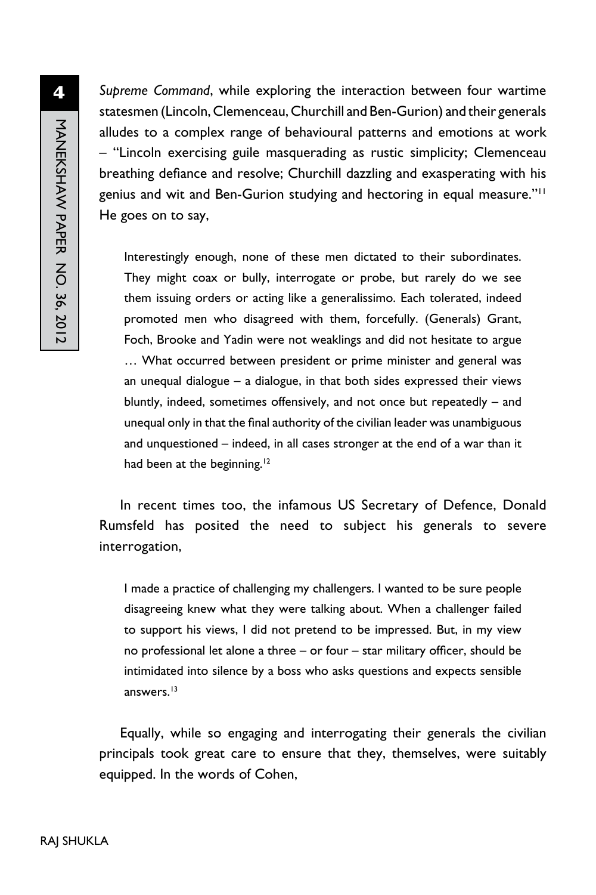*Supreme Command*, while exploring the interaction between four wartime statesmen (Lincoln, Clemenceau, Churchill and Ben-Gurion) and their generals alludes to a complex range of behavioural patterns and emotions at work – "Lincoln exercising guile masquerading as rustic simplicity; Clemenceau breathing defiance and resolve; Churchill dazzling and exasperating with his genius and wit and Ben-Gurion studying and hectoring in equal measure."[11] He goes on to say,

> Interestingly enough, none of these men dictated to their subordinates. They might coax or bully, interrogate or probe, but rarely do we see them issuing orders or acting like a generalissimo. Each tolerated, indeed promoted men who disagreed with them, forcefully. (Generals) Grant, Foch, Brooke and Yadin were not weaklings and did not hesitate to argue … What occurred between president or prime minister and general was an unequal dialogue – a dialogue, in that both sides expressed their views bluntly, indeed, sometimes offensively, and not once but repeatedly – and unequal only in that the final authority of the civilian leader was unambiguous and unquestioned – indeed, in all cases stronger at the end of a war than it had been at the beginning.[12]

In recent times too, the infamous US Secretary of Defence, Donald Rumsfeld has posited the need to subject his generals to severe interrogation,

> I made a practice of challenging my challengers. I wanted to be sure people disagreeing knew what they were talking about. When a challenger failed to support his views, I did not pretend to be impressed. But, in my view no professional let alone a three – or four – star military officer, should be intimidated into silence by a boss who asks questions and expects sensible answers.[13]

Equally, while so engaging and interrogating their generals the civilian principals took great care to ensure that they, themselves, were suitably equipped. In the words of Cohen,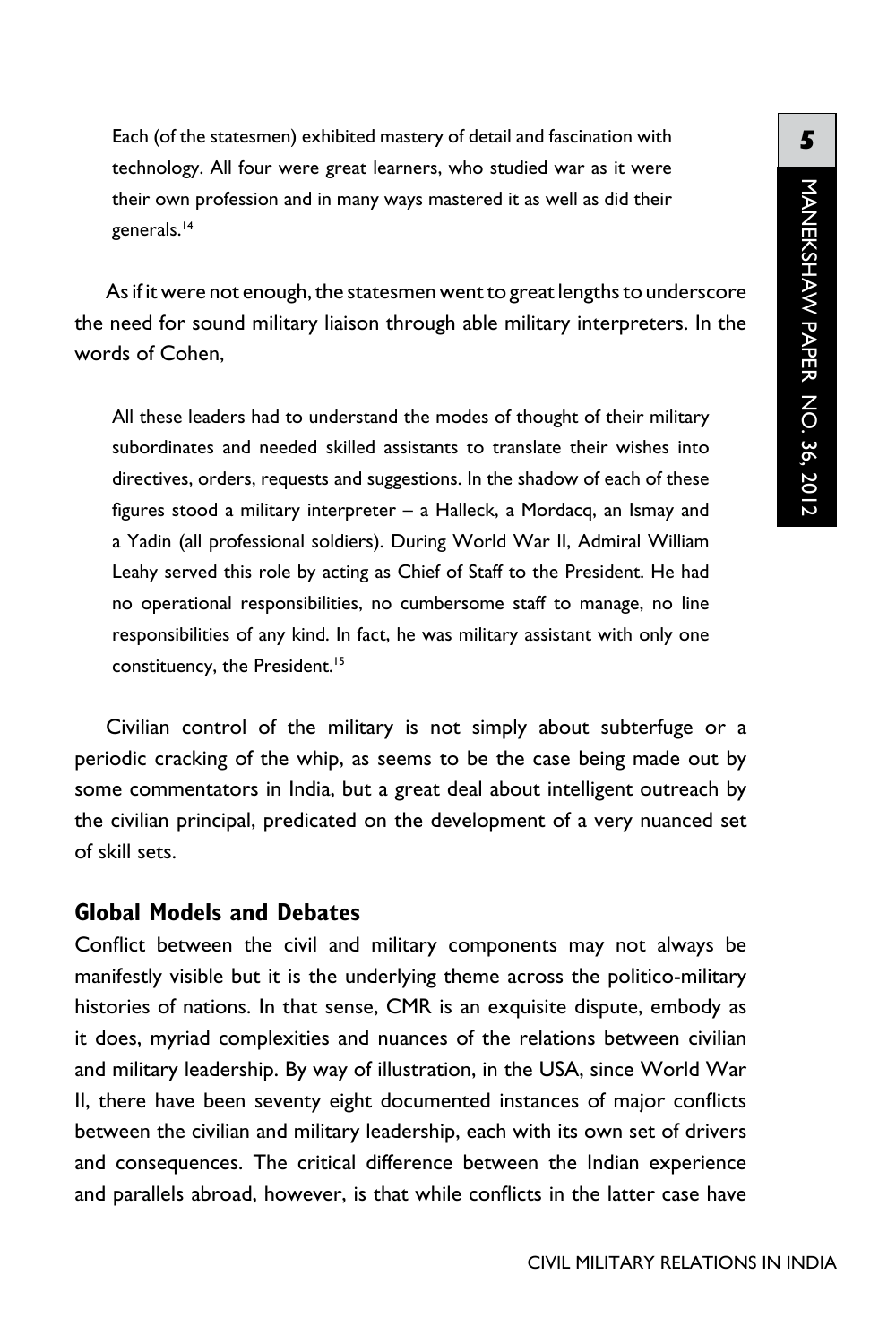> Each (of the statesmen) exhibited mastery of detail and fascination with technology. All four were great learners, who studied war as it were their own profession and in many ways mastered it as well as did their generals.[14]

As if it were not enough, the statesmen went to great lengths to underscore the need for sound military liaison through able military interpreters. In the words of Cohen,

> All these leaders had to understand the modes of thought of their military subordinates and needed skilled assistants to translate their wishes into directives, orders, requests and suggestions. In the shadow of each of these figures stood a military interpreter – a Halleck, a Mordacq, an Ismay and a Yadin (all professional soldiers). During World War II, Admiral William Leahy served this role by acting as Chief of Staff to the President. He had no operational responsibilities, no cumbersome staff to manage, no line responsibilities of any kind. In fact, he was military assistant with only one constituency, the President.[15]

Civilian control of the military is not simply about subterfuge or a periodic cracking of the whip, as seems to be the case being made out by some commentators in India, but a great deal about intelligent outreach by the civilian principal, predicated on the development of a very nuanced set of skill sets.

## Global Models and Debates

Conflict between the civil and military components may not always be manifestly visible but it is the underlying theme across the politico-military histories of nations. In that sense, CMR is an exquisite dispute, embody as it does, myriad complexities and nuances of the relations between civilian and military leadership. By way of illustration, in the USA, since World War II, there have been seventy eight documented instances of major conflicts between the civilian and military leadership, each with its own set of drivers and consequences. The critical difference between the Indian experience and parallels abroad, however, is that while conflicts in the latter case have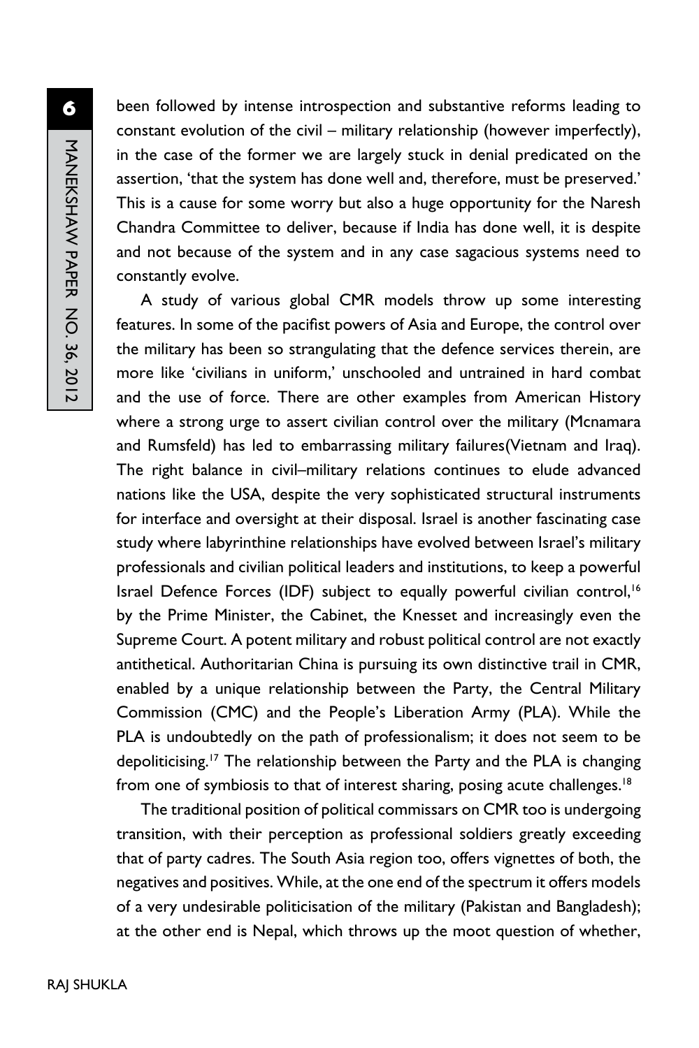been followed by intense introspection and substantive reforms leading to constant evolution of the civil – military relationship (however imperfectly), in the case of the former we are largely stuck in denial predicated on the assertion, 'that the system has done well and, therefore, must be preserved.' This is a cause for some worry but also a huge opportunity for the Naresh Chandra Committee to deliver, because if India has done well, it is despite and not because of the system and in any case sagacious systems need to constantly evolve.

A study of various global CMR models throw up some interesting features. In some of the pacifist powers of Asia and Europe, the control over the military has been so strangulating that the defence services therein, are more like 'civilians in uniform,' unschooled and untrained in hard combat and the use of force. There are other examples from American History where a strong urge to assert civilian control over the military (Mcnamara and Rumsfeld) has led to embarrassing military failures(Vietnam and Iraq). The right balance in civil–military relations continues to elude advanced nations like the USA, despite the very sophisticated structural instruments for interface and oversight at their disposal. Israel is another fascinating case study where labyrinthine relationships have evolved between Israel's military professionals and civilian political leaders and institutions, to keep a powerful Israel Defence Forces (IDF) subject to equally powerful civilian control,[16] by the Prime Minister, the Cabinet, the Knesset and increasingly even the Supreme Court. A potent military and robust political control are not exactly antithetical. Authoritarian China is pursuing its own distinctive trail in CMR, enabled by a unique relationship between the Party, the Central Military Commission (CMC) and the People's Liberation Army (PLA). While the PLA is undoubtedly on the path of professionalism; it does not seem to be depoliticising.[17] The relationship between the Party and the PLA is changing from one of symbiosis to that of interest sharing, posing acute challenges.[18]

The traditional position of political commissars on CMR too is undergoing transition, with their perception as professional soldiers greatly exceeding that of party cadres. The South Asia region too, offers vignettes of both, the negatives and positives. While, at the one end of the spectrum it offers models of a very undesirable politicisation of the military (Pakistan and Bangladesh); at the other end is Nepal, which throws up the moot question of whether,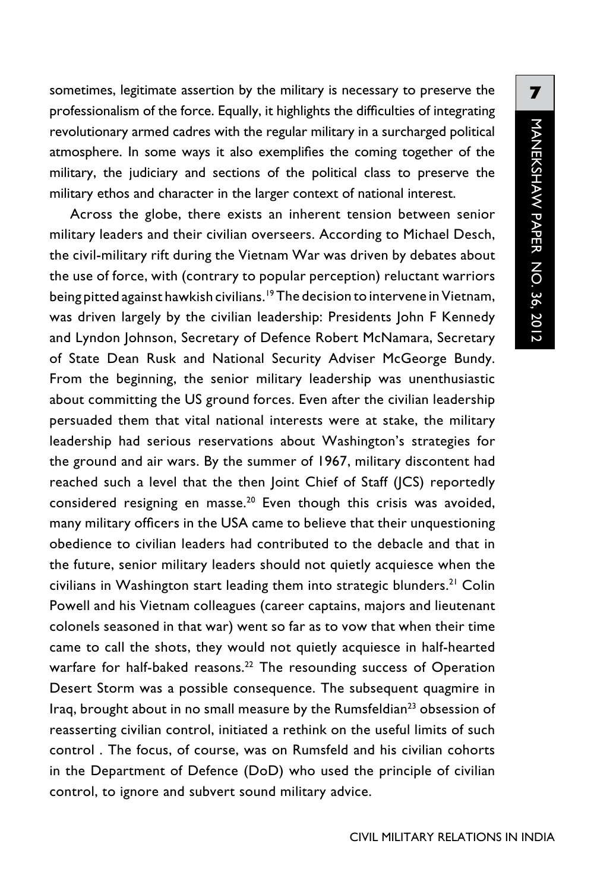sometimes, legitimate assertion by the military is necessary to preserve the professionalism of the force. Equally, it highlights the difficulties of integrating revolutionary armed cadres with the regular military in a surcharged political atmosphere. In some ways it also exemplifies the coming together of the military, the judiciary and sections of the political class to preserve the military ethos and character in the larger context of national interest.

Across the globe, there exists an inherent tension between senior military leaders and their civilian overseers. According to Michael Desch, the civil-military rift during the Vietnam War was driven by debates about the use of force, with (contrary to popular perception) reluctant warriors being pitted against hawkish civilians.[19] The decision to intervene in Vietnam, was driven largely by the civilian leadership: Presidents John F Kennedy and Lyndon Johnson, Secretary of Defence Robert McNamara, Secretary of State Dean Rusk and National Security Adviser McGeorge Bundy. From the beginning, the senior military leadership was unenthusiastic about committing the US ground forces. Even after the civilian leadership persuaded them that vital national interests were at stake, the military leadership had serious reservations about Washington's strategies for the ground and air wars. By the summer of 1967, military discontent had reached such a level that the then Joint Chief of Staff (JCS) reportedly considered resigning en masse.[20] Even though this crisis was avoided, many military officers in the USA came to believe that their unquestioning obedience to civilian leaders had contributed to the debacle and that in the future, senior military leaders should not quietly acquiesce when the civilians in Washington start leading them into strategic blunders.[21] Colin Powell and his Vietnam colleagues (career captains, majors and lieutenant colonels seasoned in that war) went so far as to vow that when their time came to call the shots, they would not quietly acquiesce in half-hearted warfare for half-baked reasons.[22] The resounding success of Operation Desert Storm was a possible consequence. The subsequent quagmire in Iraq, brought about in no small measure by the Rumsfeldian[23] obsession of reasserting civilian control, initiated a rethink on the useful limits of such control . The focus, of course, was on Rumsfeld and his civilian cohorts in the Department of Defence (DoD) who used the principle of civilian control, to ignore and subvert sound military advice.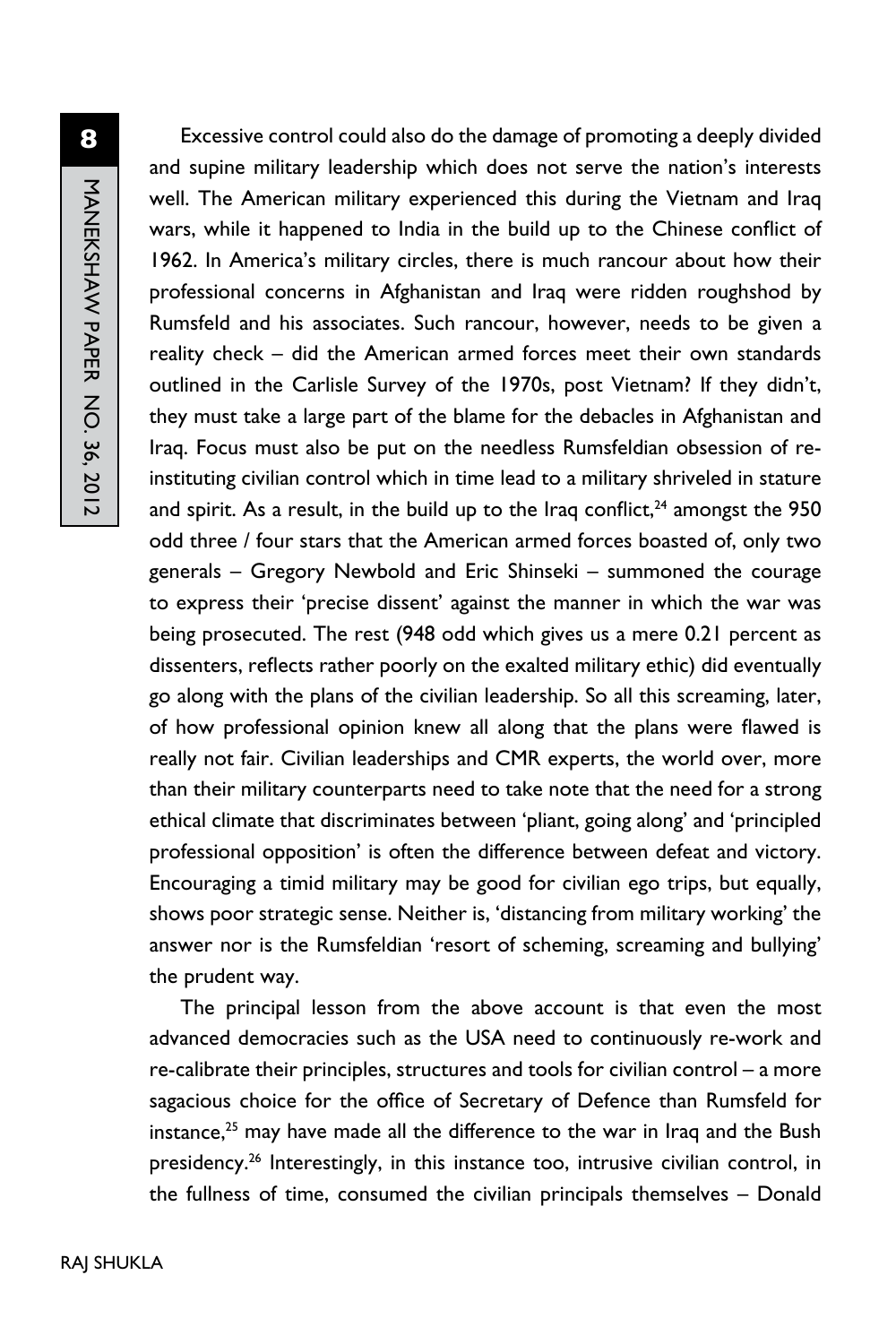Excessive control could also do the damage of promoting a deeply divided and supine military leadership which does not serve the nation's interests well. The American military experienced this during the Vietnam and Iraq wars, while it happened to India in the build up to the Chinese conflict of 1962. In America's military circles, there is much rancour about how their professional concerns in Afghanistan and Iraq were ridden roughshod by Rumsfeld and his associates. Such rancour, however, needs to be given a reality check – did the American armed forces meet their own standards outlined in the Carlisle Survey of the 1970s, post Vietnam? If they didn't, they must take a large part of the blame for the debacles in Afghanistan and Iraq. Focus must also be put on the needless Rumsfeldian obsession of re-instituting civilian control which in time lead to a military shriveled in stature and spirit. As a result, in the build up to the Iraq conflict,[24] amongst the 950 odd three / four stars that the American armed forces boasted of, only two generals – Gregory Newbold and Eric Shinseki – summoned the courage to express their 'precise dissent' against the manner in which the war was being prosecuted. The rest (948 odd which gives us a mere 0.21 percent as dissenters, reflects rather poorly on the exalted military ethic) did eventually go along with the plans of the civilian leadership. So all this screaming, later, of how professional opinion knew all along that the plans were flawed is really not fair. Civilian leaderships and CMR experts, the world over, more than their military counterparts need to take note that the need for a strong ethical climate that discriminates between 'pliant, going along' and 'principled professional opposition' is often the difference between defeat and victory. Encouraging a timid military may be good for civilian ego trips, but equally, shows poor strategic sense. Neither is, 'distancing from military working' the answer nor is the Rumsfeldian 'resort of scheming, screaming and bullying' the prudent way.

The principal lesson from the above account is that even the most advanced democracies such as the USA need to continuously re-work and re-calibrate their principles, structures and tools for civilian control – a more sagacious choice for the office of Secretary of Defence than Rumsfeld for instance,[25] may have made all the difference to the war in Iraq and the Bush presidency.[26] Interestingly, in this instance too, intrusive civilian control, in the fullness of time, consumed the civilian principals themselves – Donald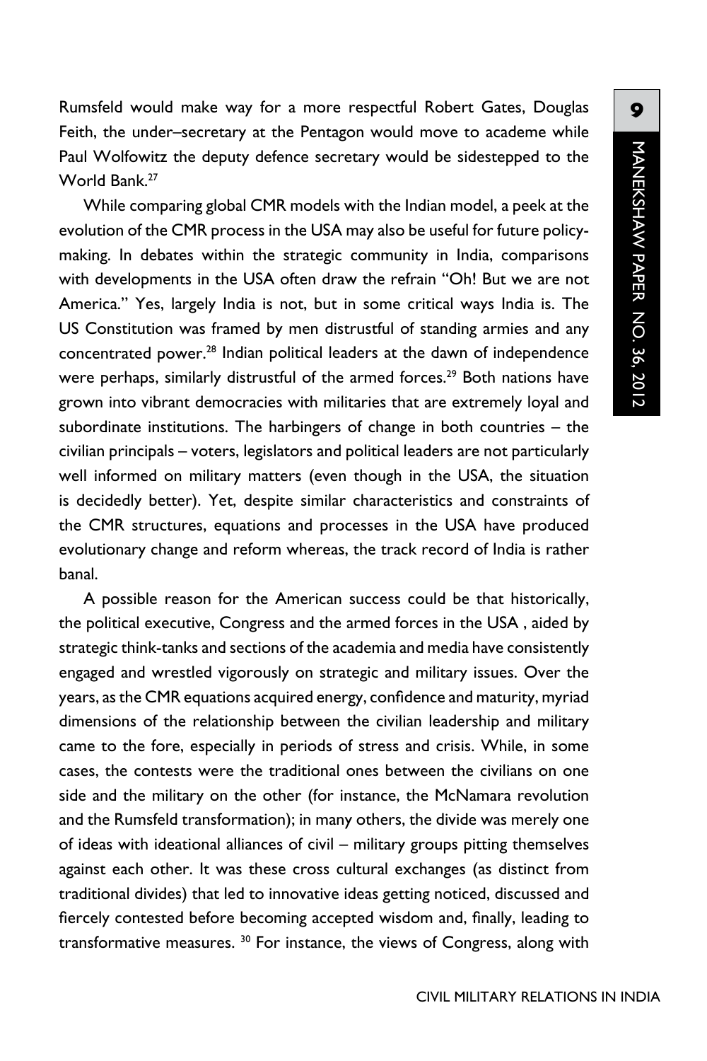Rumsfeld would make way for a more respectful Robert Gates, Douglas Feith, the under–secretary at the Pentagon would move to academe while Paul Wolfowitz the deputy defence secretary would be sidestepped to the World Bank.[27]

While comparing global CMR models with the Indian model, a peek at the evolution of the CMR process in the USA may also be useful for future policy-making. In debates within the strategic community in India, comparisons with developments in the USA often draw the refrain "Oh! But we are not America." Yes, largely India is not, but in some critical ways India is. The US Constitution was framed by men distrustful of standing armies and any concentrated power.[28] Indian political leaders at the dawn of independence were perhaps, similarly distrustful of the armed forces.[29] Both nations have grown into vibrant democracies with militaries that are extremely loyal and subordinate institutions. The harbingers of change in both countries – the civilian principals – voters, legislators and political leaders are not particularly well informed on military matters (even though in the USA, the situation is decidedly better). Yet, despite similar characteristics and constraints of the CMR structures, equations and processes in the USA have produced evolutionary change and reform whereas, the track record of India is rather banal.

A possible reason for the American success could be that historically, the political executive, Congress and the armed forces in the USA , aided by strategic think-tanks and sections of the academia and media have consistently engaged and wrestled vigorously on strategic and military issues. Over the years, as the CMR equations acquired energy, confidence and maturity, myriad dimensions of the relationship between the civilian leadership and military came to the fore, especially in periods of stress and crisis. While, in some cases, the contests were the traditional ones between the civilians on one side and the military on the other (for instance, the McNamara revolution and the Rumsfeld transformation); in many others, the divide was merely one of ideas with ideational alliances of civil – military groups pitting themselves against each other. It was these cross cultural exchanges (as distinct from traditional divides) that led to innovative ideas getting noticed, discussed and fiercely contested before becoming accepted wisdom and, finally, leading to transformative measures. [30] For instance, the views of Congress, along with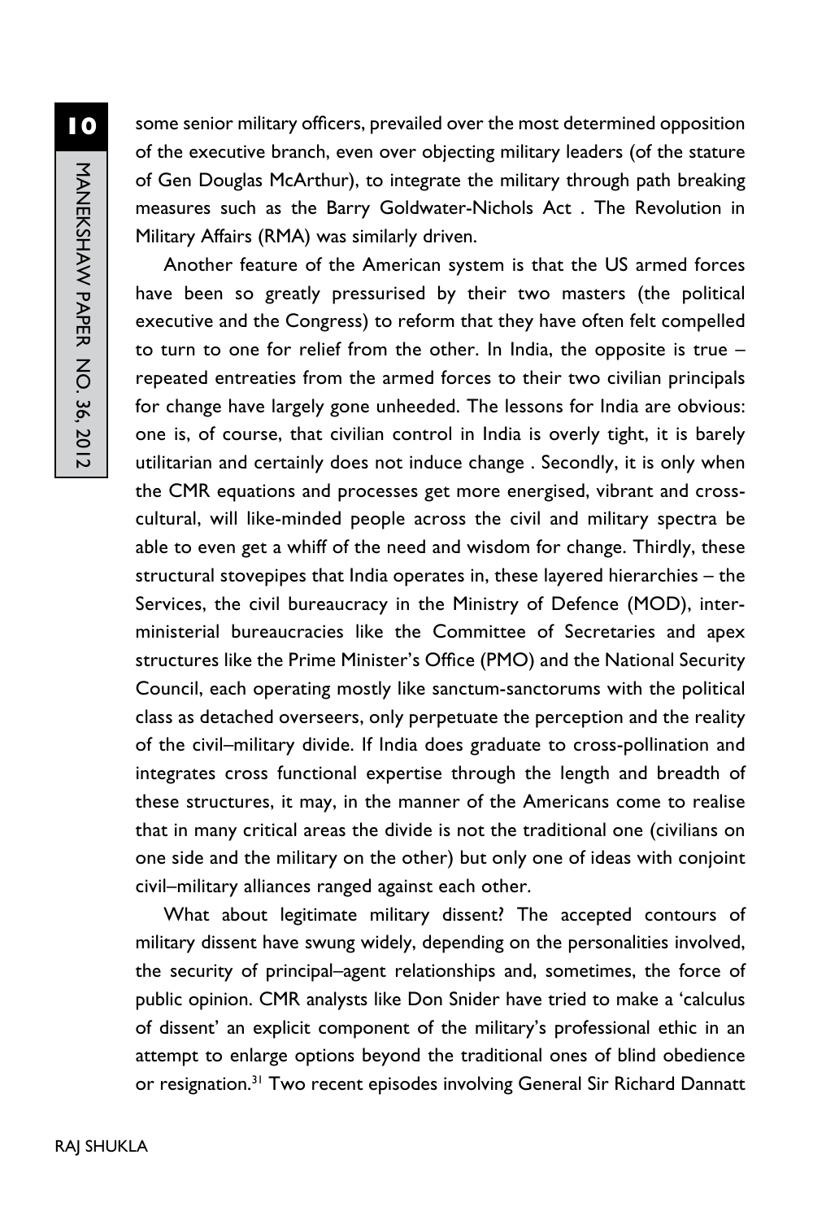some senior military officers, prevailed over the most determined opposition of the executive branch, even over objecting military leaders (of the stature of Gen Douglas McArthur), to integrate the military through path breaking measures such as the Barry Goldwater-Nichols Act . The Revolution in Military Affairs (RMA) was similarly driven.

Another feature of the American system is that the US armed forces have been so greatly pressurised by their two masters (the political executive and the Congress) to reform that they have often felt compelled to turn to one for relief from the other. In India, the opposite is true – repeated entreaties from the armed forces to their two civilian principals for change have largely gone unheeded. The lessons for India are obvious: one is, of course, that civilian control in India is overly tight, it is barely utilitarian and certainly does not induce change . Secondly, it is only when the CMR equations and processes get more energised, vibrant and cross-cultural, will like-minded people across the civil and military spectra be able to even get a whiff of the need and wisdom for change. Thirdly, these structural stovepipes that India operates in, these layered hierarchies – the Services, the civil bureaucracy in the Ministry of Defence (MOD), inter-ministerial bureaucracies like the Committee of Secretaries and apex structures like the Prime Minister's Office (PMO) and the National Security Council, each operating mostly like sanctum-sanctorums with the political class as detached overseers, only perpetuate the perception and the reality of the civil–military divide. If India does graduate to cross-pollination and integrates cross functional expertise through the length and breadth of these structures, it may, in the manner of the Americans come to realise that in many critical areas the divide is not the traditional one (civilians on one side and the military on the other) but only one of ideas with conjoint civil–military alliances ranged against each other.

What about legitimate military dissent? The accepted contours of military dissent have swung widely, depending on the personalities involved, the security of principal–agent relationships and, sometimes, the force of public opinion. CMR analysts like Don Snider have tried to make a 'calculus of dissent' an explicit component of the military's professional ethic in an attempt to enlarge options beyond the traditional ones of blind obedience or resignation.[31] Two recent episodes involving General Sir Richard Dannatt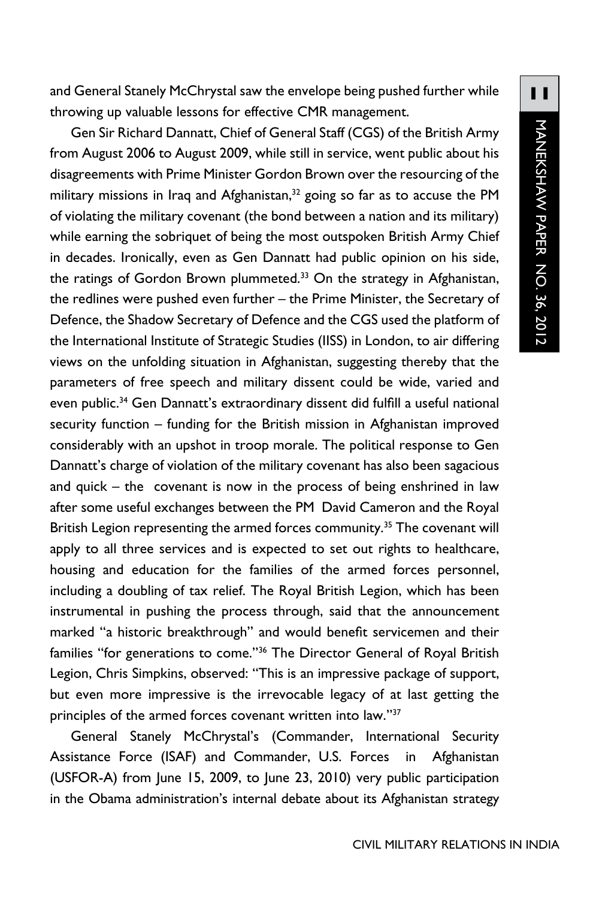and General Stanely McChrystal saw the envelope being pushed further while throwing up valuable lessons for effective CMR management.

Gen Sir Richard Dannatt, Chief of General Staff (CGS) of the British Army from August 2006 to August 2009, while still in service, went public about his disagreements with Prime Minister Gordon Brown over the resourcing of the military missions in Iraq and Afghanistan,[32] going so far as to accuse the PM of violating the military covenant (the bond between a nation and its military) while earning the sobriquet of being the most outspoken British Army Chief in decades. Ironically, even as Gen Dannatt had public opinion on his side, the ratings of Gordon Brown plummeted.[33] On the strategy in Afghanistan, the redlines were pushed even further – the Prime Minister, the Secretary of Defence, the Shadow Secretary of Defence and the CGS used the platform of the International Institute of Strategic Studies (IISS) in London, to air differing views on the unfolding situation in Afghanistan, suggesting thereby that the parameters of free speech and military dissent could be wide, varied and even public.[34] Gen Dannatt's extraordinary dissent did fulfill a useful national security function – funding for the British mission in Afghanistan improved considerably with an upshot in troop morale. The political response to Gen Dannatt's charge of violation of the military covenant has also been sagacious and quick – the covenant is now in the process of being enshrined in law after some useful exchanges between the PM David Cameron and the Royal British Legion representing the armed forces community.[35] The covenant will apply to all three services and is expected to set out rights to healthcare, housing and education for the families of the armed forces personnel, including a doubling of tax relief. The Royal British Legion, which has been instrumental in pushing the process through, said that the announcement marked "a historic breakthrough" and would benefit servicemen and their families "for generations to come."[36] The Director General of Royal British Legion, Chris Simpkins, observed: "This is an impressive package of support, but even more impressive is the irrevocable legacy of at last getting the principles of the armed forces covenant written into law."[37]

General Stanely McChrystal's (Commander, International Security Assistance Force (ISAF) and Commander, U.S. Forces in Afghanistan (USFOR-A) from June 15, 2009, to June 23, 2010) very public participation in the Obama administration's internal debate about its Afghanistan strategy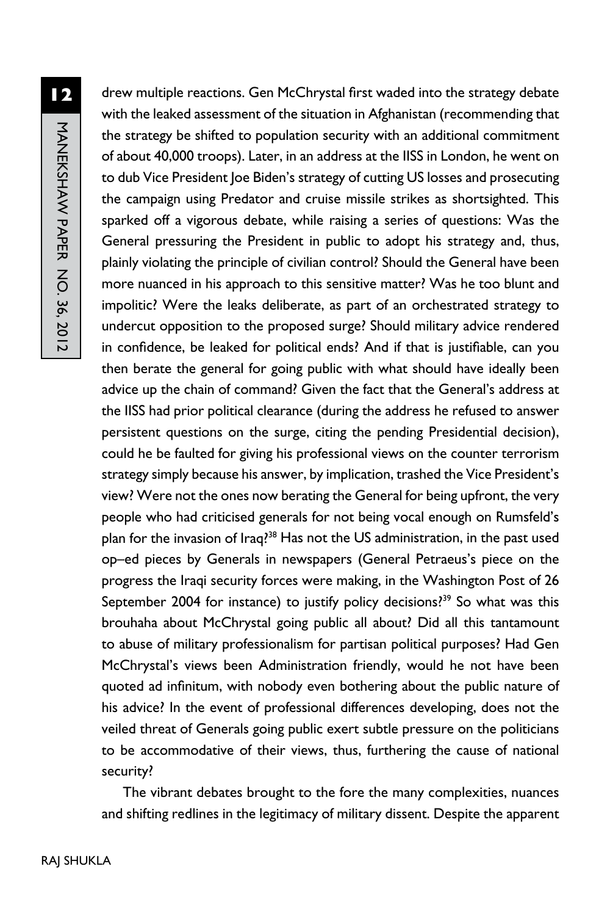drew multiple reactions. Gen McChrystal first waded into the strategy debate with the leaked assessment of the situation in Afghanistan (recommending that the strategy be shifted to population security with an additional commitment of about 40,000 troops). Later, in an address at the IISS in London, he went on to dub Vice President Joe Biden's strategy of cutting US losses and prosecuting the campaign using Predator and cruise missile strikes as shortsighted. This sparked off a vigorous debate, while raising a series of questions: Was the General pressuring the President in public to adopt his strategy and, thus, plainly violating the principle of civilian control? Should the General have been more nuanced in his approach to this sensitive matter? Was he too blunt and impolitic? Were the leaks deliberate, as part of an orchestrated strategy to undercut opposition to the proposed surge? Should military advice rendered in confidence, be leaked for political ends? And if that is justifiable, can you then berate the general for going public with what should have ideally been advice up the chain of command? Given the fact that the General's address at the IISS had prior political clearance (during the address he refused to answer persistent questions on the surge, citing the pending Presidential decision), could he be faulted for giving his professional views on the counter terrorism strategy simply because his answer, by implication, trashed the Vice President's view? Were not the ones now berating the General for being upfront, the very people who had criticised generals for not being vocal enough on Rumsfeld's plan for the invasion of Iraq?[38] Has not the US administration, in the past used op–ed pieces by Generals in newspapers (General Petraeus's piece on the progress the Iraqi security forces were making, in the Washington Post of 26 September 2004 for instance) to justify policy decisions?[39] So what was this brouhaha about McChrystal going public all about? Did all this tantamount to abuse of military professionalism for partisan political purposes? Had Gen McChrystal's views been Administration friendly, would he not have been quoted ad infinitum, with nobody even bothering about the public nature of his advice? In the event of professional differences developing, does not the veiled threat of Generals going public exert subtle pressure on the politicians to be accommodative of their views, thus, furthering the cause of national security?

The vibrant debates brought to the fore the many complexities, nuances and shifting redlines in the legitimacy of military dissent. Despite the apparent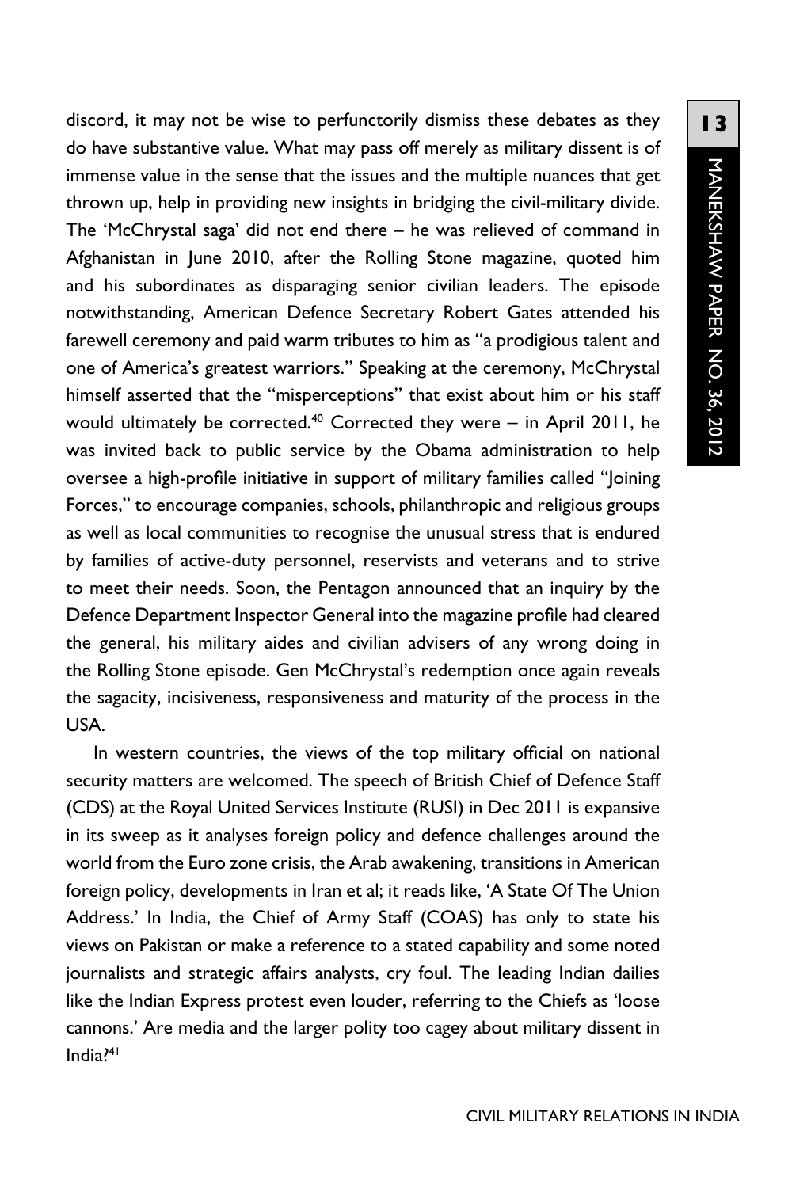discord, it may not be wise to perfunctorily dismiss these debates as they do have substantive value. What may pass off merely as military dissent is of immense value in the sense that the issues and the multiple nuances that get thrown up, help in providing new insights in bridging the civil-military divide. The 'McChrystal saga' did not end there – he was relieved of command in Afghanistan in June 2010, after the Rolling Stone magazine, quoted him and his subordinates as disparaging senior civilian leaders. The episode notwithstanding, American Defence Secretary Robert Gates attended his farewell ceremony and paid warm tributes to him as "a prodigious talent and one of America's greatest warriors." Speaking at the ceremony, McChrystal himself asserted that the "misperceptions" that exist about him or his staff would ultimately be corrected.[40] Corrected they were – in April 2011, he was invited back to public service by the Obama administration to help oversee a high-profile initiative in support of military families called "Joining Forces," to encourage companies, schools, philanthropic and religious groups as well as local communities to recognise the unusual stress that is endured by families of active-duty personnel, reservists and veterans and to strive to meet their needs. Soon, the Pentagon announced that an inquiry by the Defence Department Inspector General into the magazine profile had cleared the general, his military aides and civilian advisers of any wrong doing in the Rolling Stone episode. Gen McChrystal's redemption once again reveals the sagacity, incisiveness, responsiveness and maturity of the process in the USA.

In western countries, the views of the top military official on national security matters are welcomed. The speech of British Chief of Defence Staff (CDS) at the Royal United Services Institute (RUSI) in Dec 2011 is expansive in its sweep as it analyses foreign policy and defence challenges around the world from the Euro zone crisis, the Arab awakening, transitions in American foreign policy, developments in Iran et al; it reads like, 'A State Of The Union Address.' In India, the Chief of Army Staff (COAS) has only to state his views on Pakistan or make a reference to a stated capability and some noted journalists and strategic affairs analysts, cry foul. The leading Indian dailies like the Indian Express protest even louder, referring to the Chiefs as 'loose cannons.' Are media and the larger polity too cagey about military dissent in India?[41]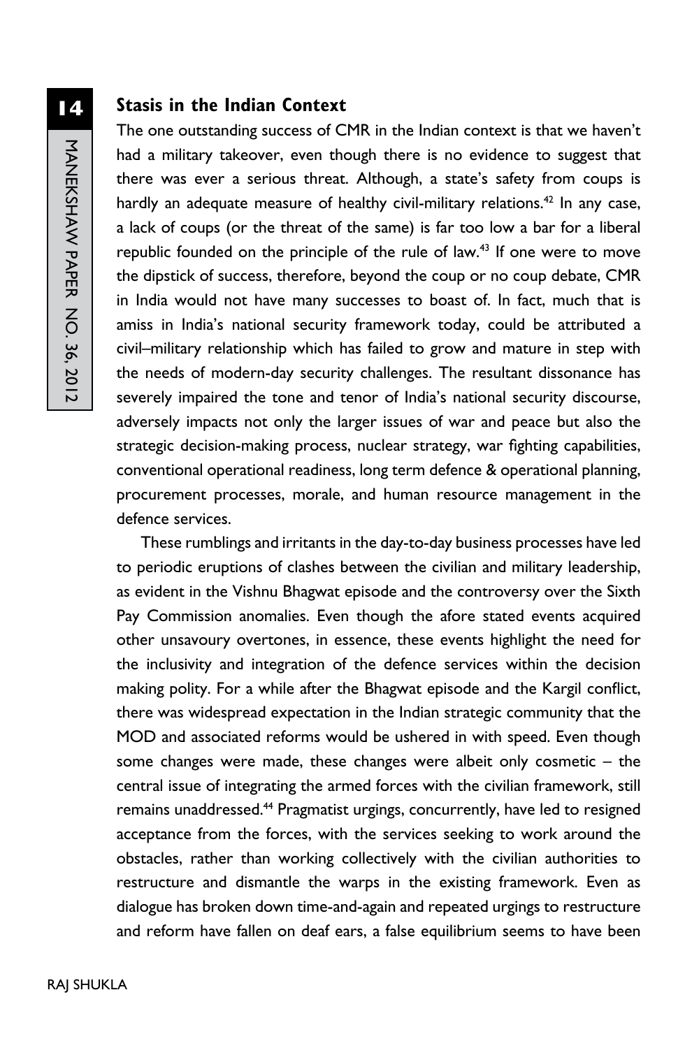### Stasis in the Indian Context

The one outstanding success of CMR in the Indian context is that we haven't had a military takeover, even though there is no evidence to suggest that there was ever a serious threat. Although, a state's safety from coups is hardly an adequate measure of healthy civil-military relations.[42] In any case, a lack of coups (or the threat of the same) is far too low a bar for a liberal republic founded on the principle of the rule of law.[43] If one were to move the dipstick of success, therefore, beyond the coup or no coup debate, CMR in India would not have many successes to boast of. In fact, much that is amiss in India's national security framework today, could be attributed a civil–military relationship which has failed to grow and mature in step with the needs of modern-day security challenges. The resultant dissonance has severely impaired the tone and tenor of India's national security discourse, adversely impacts not only the larger issues of war and peace but also the strategic decision-making process, nuclear strategy, war fighting capabilities, conventional operational readiness, long term defence & operational planning, procurement processes, morale, and human resource management in the defence services.

These rumblings and irritants in the day-to-day business processes have led to periodic eruptions of clashes between the civilian and military leadership, as evident in the Vishnu Bhagwat episode and the controversy over the Sixth Pay Commission anomalies. Even though the afore stated events acquired other unsavoury overtones, in essence, these events highlight the need for the inclusivity and integration of the defence services within the decision making polity. For a while after the Bhagwat episode and the Kargil conflict, there was widespread expectation in the Indian strategic community that the MOD and associated reforms would be ushered in with speed. Even though some changes were made, these changes were albeit only cosmetic – the central issue of integrating the armed forces with the civilian framework, still remains unaddressed.[44] Pragmatist urgings, concurrently, have led to resigned acceptance from the forces, with the services seeking to work around the obstacles, rather than working collectively with the civilian authorities to restructure and dismantle the warps in the existing framework. Even as dialogue has broken down time-and-again and repeated urgings to restructure and reform have fallen on deaf ears, a false equilibrium seems to have been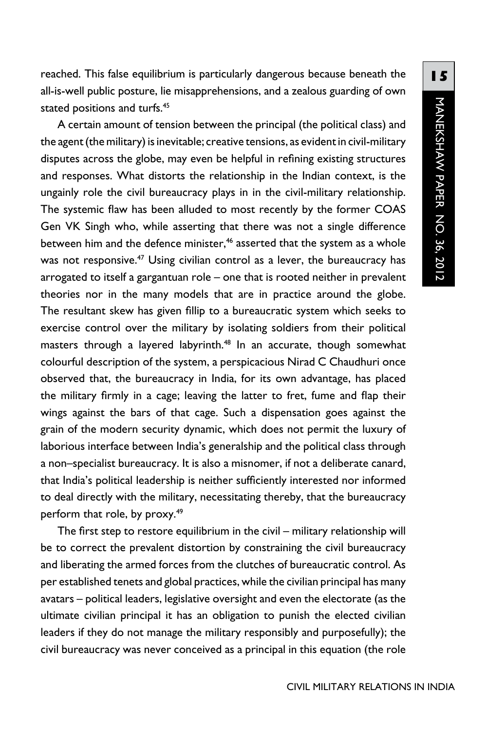reached. This false equilibrium is particularly dangerous because beneath the all-is-well public posture, lie misapprehensions, and a zealous guarding of own stated positions and turfs.[45]

A certain amount of tension between the principal (the political class) and the agent (the military) is inevitable; creative tensions, as evident in civil-military disputes across the globe, may even be helpful in refining existing structures and responses. What distorts the relationship in the Indian context, is the ungainly role the civil bureaucracy plays in in the civil-military relationship. The systemic flaw has been alluded to most recently by the former COAS Gen VK Singh who, while asserting that there was not a single difference between him and the defence minister,[46] asserted that the system as a whole was not responsive.[47] Using civilian control as a lever, the bureaucracy has arrogated to itself a gargantuan role – one that is rooted neither in prevalent theories nor in the many models that are in practice around the globe. The resultant skew has given fillip to a bureaucratic system which seeks to exercise control over the military by isolating soldiers from their political masters through a layered labyrinth.[48] In an accurate, though somewhat colourful description of the system, a perspicacious Nirad C Chaudhuri once observed that, the bureaucracy in India, for its own advantage, has placed the military firmly in a cage; leaving the latter to fret, fume and flap their wings against the bars of that cage. Such a dispensation goes against the grain of the modern security dynamic, which does not permit the luxury of laborious interface between India's generalship and the political class through a non–specialist bureaucracy. It is also a misnomer, if not a deliberate canard, that India's political leadership is neither sufficiently interested nor informed to deal directly with the military, necessitating thereby, that the bureaucracy perform that role, by proxy.[49]

The first step to restore equilibrium in the civil – military relationship will be to correct the prevalent distortion by constraining the civil bureaucracy and liberating the armed forces from the clutches of bureaucratic control. As per established tenets and global practices, while the civilian principal has many avatars – political leaders, legislative oversight and even the electorate (as the ultimate civilian principal it has an obligation to punish the elected civilian leaders if they do not manage the military responsibly and purposefully); the civil bureaucracy was never conceived as a principal in this equation (the role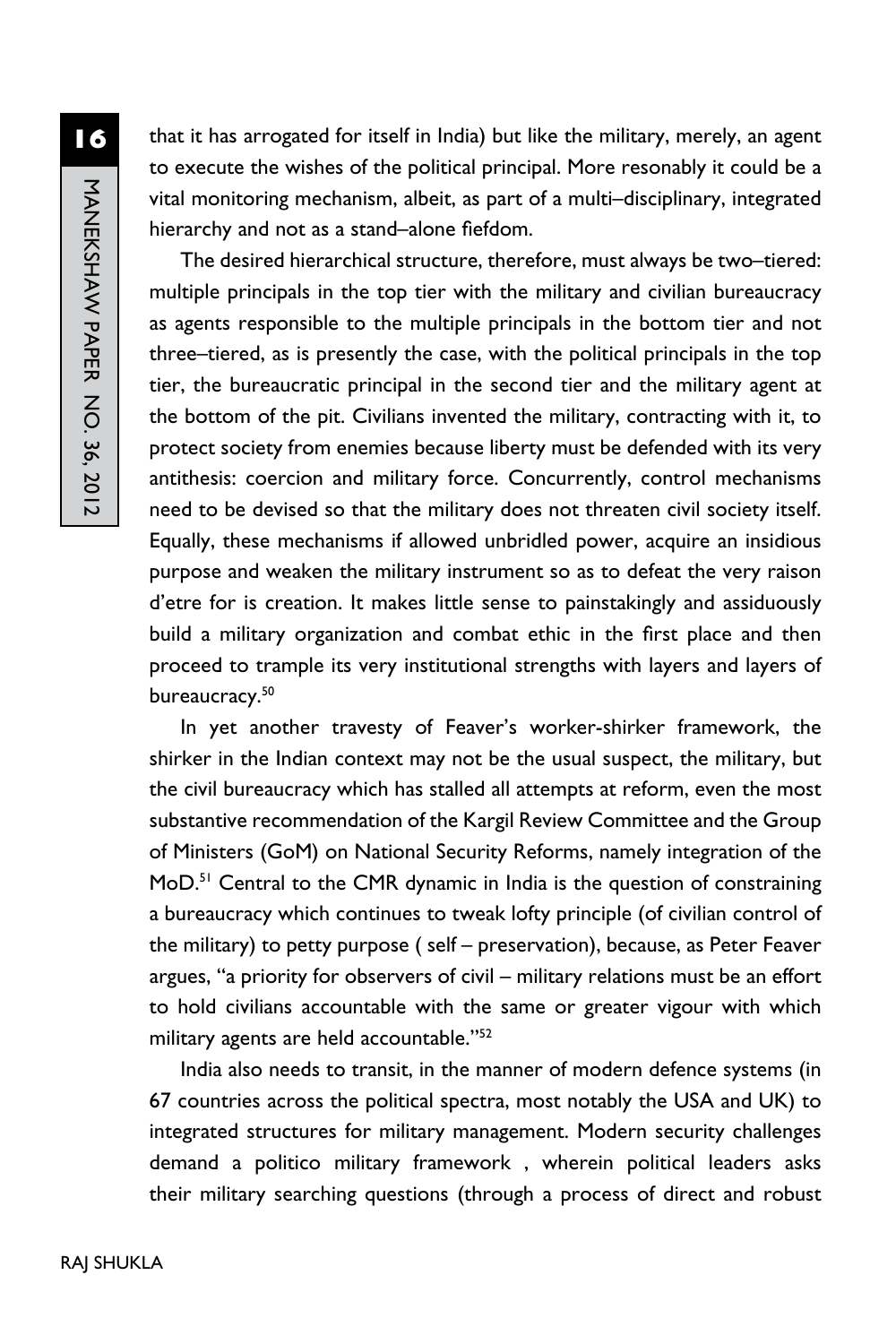that it has arrogated for itself in India) but like the military, merely, an agent to execute the wishes of the political principal. More resonably it could be a vital monitoring mechanism, albeit, as part of a multi–disciplinary, integrated hierarchy and not as a stand–alone fiefdom.

The desired hierarchical structure, therefore, must always be two–tiered: multiple principals in the top tier with the military and civilian bureaucracy as agents responsible to the multiple principals in the bottom tier and not three–tiered, as is presently the case, with the political principals in the top tier, the bureaucratic principal in the second tier and the military agent at the bottom of the pit. Civilians invented the military, contracting with it, to protect society from enemies because liberty must be defended with its very antithesis: coercion and military force. Concurrently, control mechanisms need to be devised so that the military does not threaten civil society itself. Equally, these mechanisms if allowed unbridled power, acquire an insidious purpose and weaken the military instrument so as to defeat the very raison d'etre for is creation. It makes little sense to painstakingly and assiduously build a military organization and combat ethic in the first place and then proceed to trample its very institutional strengths with layers and layers of bureaucracy.[50]

In yet another travesty of Feaver's worker-shirker framework, the shirker in the Indian context may not be the usual suspect, the military, but the civil bureaucracy which has stalled all attempts at reform, even the most substantive recommendation of the Kargil Review Committee and the Group of Ministers (GoM) on National Security Reforms, namely integration of the MoD.[51] Central to the CMR dynamic in India is the question of constraining a bureaucracy which continues to tweak lofty principle (of civilian control of the military) to petty purpose ( self – preservation), because, as Peter Feaver argues, "a priority for observers of civil – military relations must be an effort to hold civilians accountable with the same or greater vigour with which military agents are held accountable."[52]

India also needs to transit, in the manner of modern defence systems (in 67 countries across the political spectra, most notably the USA and UK) to integrated structures for military management. Modern security challenges demand a politico military framework , wherein political leaders asks their military searching questions (through a process of direct and robust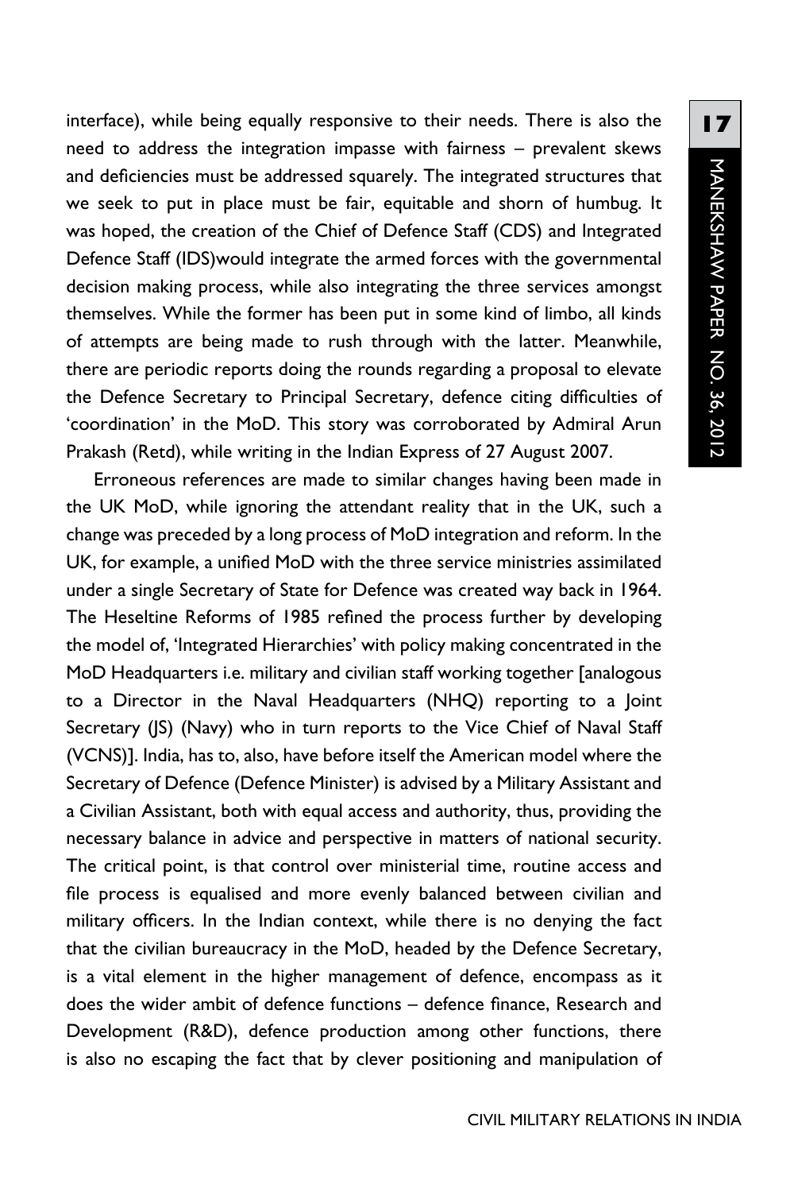interface), while being equally responsive to their needs. There is also the need to address the integration impasse with fairness – prevalent skews and deficiencies must be addressed squarely. The integrated structures that we seek to put in place must be fair, equitable and shorn of humbug. It was hoped, the creation of the Chief of Defence Staff (CDS) and Integrated Defence Staff (IDS)would integrate the armed forces with the governmental decision making process, while also integrating the three services amongst themselves. While the former has been put in some kind of limbo, all kinds of attempts are being made to rush through with the latter. Meanwhile, there are periodic reports doing the rounds regarding a proposal to elevate the Defence Secretary to Principal Secretary, defence citing difficulties of 'coordination' in the MoD. This story was corroborated by Admiral Arun Prakash (Retd), while writing in the Indian Express of 27 August 2007.

Erroneous references are made to similar changes having been made in the UK MoD, while ignoring the attendant reality that in the UK, such a change was preceded by a long process of MoD integration and reform. In the UK, for example, a unified MoD with the three service ministries assimilated under a single Secretary of State for Defence was created way back in 1964. The Heseltine Reforms of 1985 refined the process further by developing the model of, 'Integrated Hierarchies' with policy making concentrated in the MoD Headquarters i.e. military and civilian staff working together [analogous to a Director in the Naval Headquarters (NHQ) reporting to a Joint Secretary (JS) (Navy) who in turn reports to the Vice Chief of Naval Staff (VCNS)]. India, has to, also, have before itself the American model where the Secretary of Defence (Defence Minister) is advised by a Military Assistant and a Civilian Assistant, both with equal access and authority, thus, providing the necessary balance in advice and perspective in matters of national security. The critical point, is that control over ministerial time, routine access and file process is equalised and more evenly balanced between civilian and military officers. In the Indian context, while there is no denying the fact that the civilian bureaucracy in the MoD, headed by the Defence Secretary, is a vital element in the higher management of defence, encompass as it does the wider ambit of defence functions – defence finance, Research and Development (R&D), defence production among other functions, there is also no escaping the fact that by clever positioning and manipulation of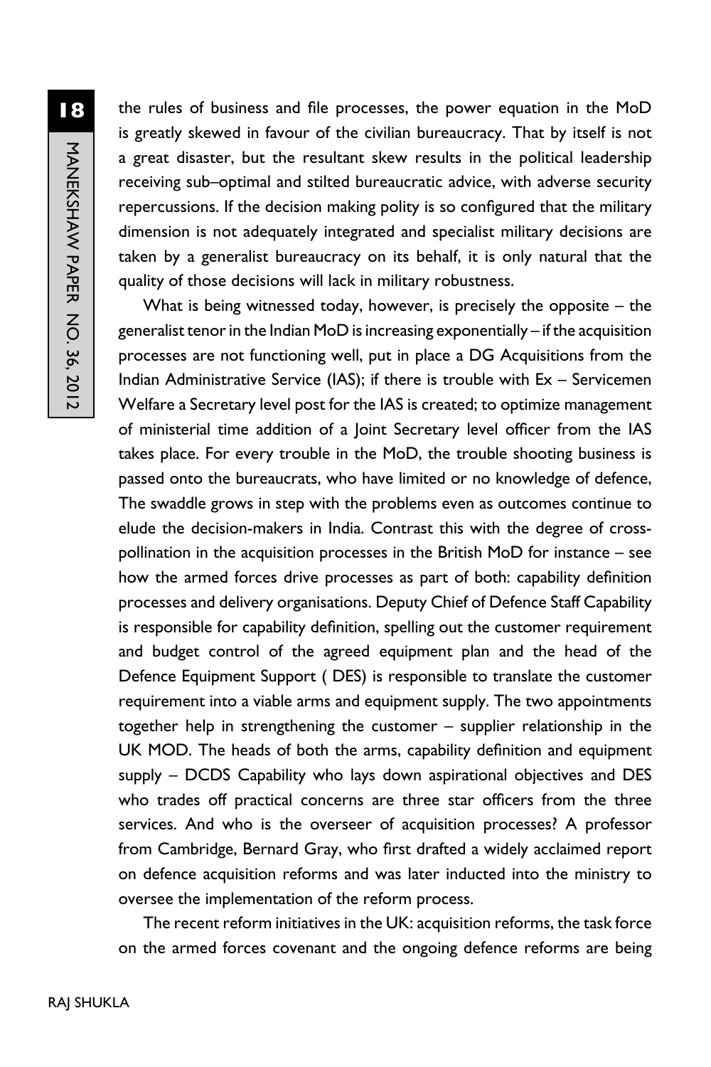the rules of business and file processes, the power equation in the MoD is greatly skewed in favour of the civilian bureaucracy. That by itself is not a great disaster, but the resultant skew results in the political leadership receiving sub–optimal and stilted bureaucratic advice, with adverse security repercussions. If the decision making polity is so configured that the military dimension is not adequately integrated and specialist military decisions are taken by a generalist bureaucracy on its behalf, it is only natural that the quality of those decisions will lack in military robustness.

What is being witnessed today, however, is precisely the opposite – the generalist tenor in the Indian MoD is increasing exponentially – if the acquisition processes are not functioning well, put in place a DG Acquisitions from the Indian Administrative Service (IAS); if there is trouble with Ex – Servicemen Welfare a Secretary level post for the IAS is created; to optimize management of ministerial time addition of a Joint Secretary level officer from the IAS takes place. For every trouble in the MoD, the trouble shooting business is passed onto the bureaucrats, who have limited or no knowledge of defence, The swaddle grows in step with the problems even as outcomes continue to elude the decision-makers in India. Contrast this with the degree of cross-pollination in the acquisition processes in the British MoD for instance – see how the armed forces drive processes as part of both: capability definition processes and delivery organisations. Deputy Chief of Defence Staff Capability is responsible for capability definition, spelling out the customer requirement and budget control of the agreed equipment plan and the head of the Defence Equipment Support ( DES) is responsible to translate the customer requirement into a viable arms and equipment supply. The two appointments together help in strengthening the customer – supplier relationship in the UK MOD. The heads of both the arms, capability definition and equipment supply – DCDS Capability who lays down aspirational objectives and DES who trades off practical concerns are three star officers from the three services. And who is the overseer of acquisition processes? A professor from Cambridge, Bernard Gray, who first drafted a widely acclaimed report on defence acquisition reforms and was later inducted into the ministry to oversee the implementation of the reform process.

The recent reform initiatives in the UK: acquisition reforms, the task force on the armed forces covenant and the ongoing defence reforms are being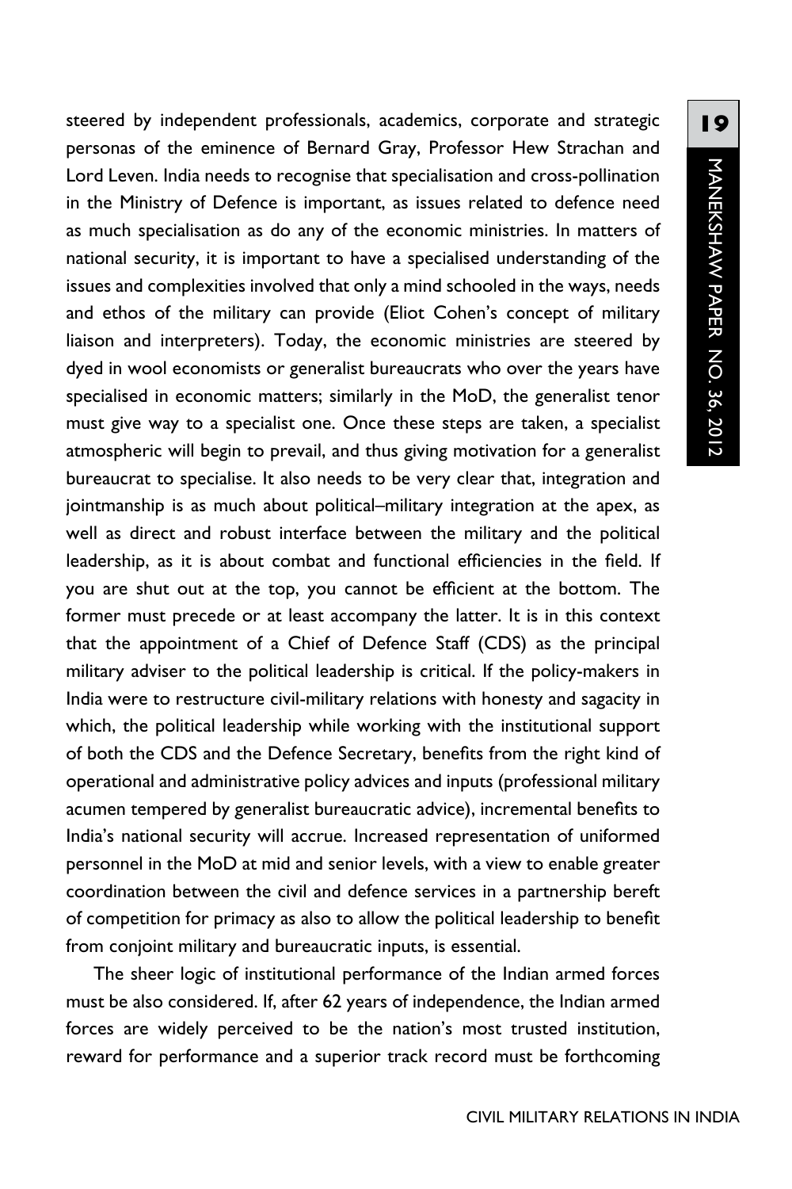steered by independent professionals, academics, corporate and strategic personas of the eminence of Bernard Gray, Professor Hew Strachan and Lord Leven. India needs to recognise that specialisation and cross-pollination in the Ministry of Defence is important, as issues related to defence need as much specialisation as do any of the economic ministries. In matters of national security, it is important to have a specialised understanding of the issues and complexities involved that only a mind schooled in the ways, needs and ethos of the military can provide (Eliot Cohen's concept of military liaison and interpreters). Today, the economic ministries are steered by dyed in wool economists or generalist bureaucrats who over the years have specialised in economic matters; similarly in the MoD, the generalist tenor must give way to a specialist one. Once these steps are taken, a specialist atmospheric will begin to prevail, and thus giving motivation for a generalist bureaucrat to specialise. It also needs to be very clear that, integration and jointmanship is as much about political–military integration at the apex, as well as direct and robust interface between the military and the political leadership, as it is about combat and functional efficiencies in the field. If you are shut out at the top, you cannot be efficient at the bottom. The former must precede or at least accompany the latter. It is in this context that the appointment of a Chief of Defence Staff (CDS) as the principal military adviser to the political leadership is critical. If the policy-makers in India were to restructure civil-military relations with honesty and sagacity in which, the political leadership while working with the institutional support of both the CDS and the Defence Secretary, benefits from the right kind of operational and administrative policy advices and inputs (professional military acumen tempered by generalist bureaucratic advice), incremental benefits to India's national security will accrue. Increased representation of uniformed personnel in the MoD at mid and senior levels, with a view to enable greater coordination between the civil and defence services in a partnership bereft of competition for primacy as also to allow the political leadership to benefit from conjoint military and bureaucratic inputs, is essential.

The sheer logic of institutional performance of the Indian armed forces must be also considered. If, after 62 years of independence, the Indian armed forces are widely perceived to be the nation's most trusted institution, reward for performance and a superior track record must be forthcoming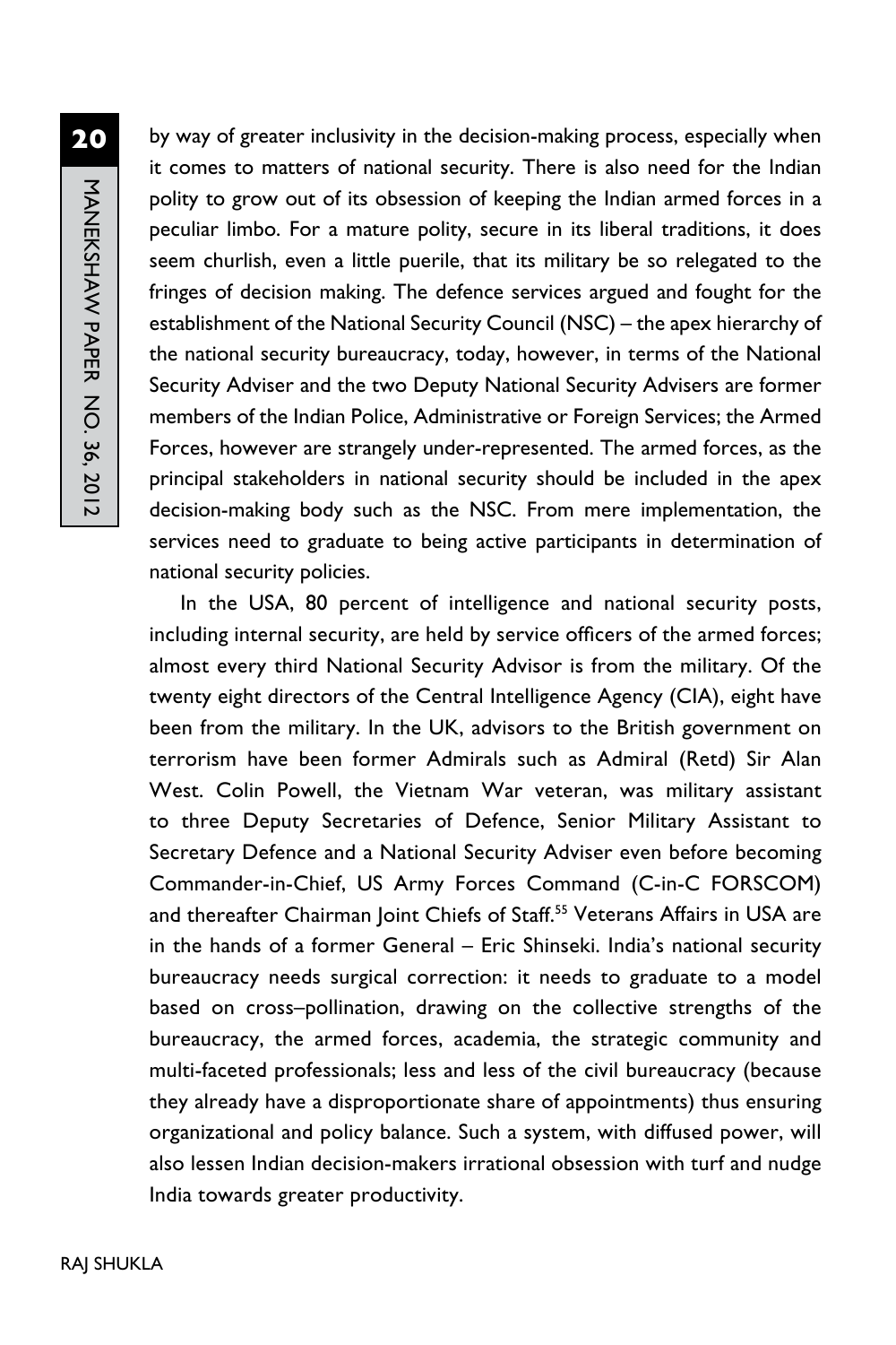by way of greater inclusivity in the decision-making process, especially when it comes to matters of national security. There is also need for the Indian polity to grow out of its obsession of keeping the Indian armed forces in a peculiar limbo. For a mature polity, secure in its liberal traditions, it does seem churlish, even a little puerile, that its military be so relegated to the fringes of decision making. The defence services argued and fought for the establishment of the National Security Council (NSC) – the apex hierarchy of the national security bureaucracy, today, however, in terms of the National Security Adviser and the two Deputy National Security Advisers are former members of the Indian Police, Administrative or Foreign Services; the Armed Forces, however are strangely under-represented. The armed forces, as the principal stakeholders in national security should be included in the apex decision-making body such as the NSC. From mere implementation, the services need to graduate to being active participants in determination of national security policies.

In the USA, 80 percent of intelligence and national security posts, including internal security, are held by service officers of the armed forces; almost every third National Security Advisor is from the military. Of the twenty eight directors of the Central Intelligence Agency (CIA), eight have been from the military. In the UK, advisors to the British government on terrorism have been former Admirals such as Admiral (Retd) Sir Alan West. Colin Powell, the Vietnam War veteran, was military assistant to three Deputy Secretaries of Defence, Senior Military Assistant to Secretary Defence and a National Security Adviser even before becoming Commander-in-Chief, US Army Forces Command (C-in-C FORSCOM) and thereafter Chairman Joint Chiefs of Staff.[55] Veterans Affairs in USA are in the hands of a former General – Eric Shinseki. India's national security bureaucracy needs surgical correction: it needs to graduate to a model based on cross–pollination, drawing on the collective strengths of the bureaucracy, the armed forces, academia, the strategic community and multi-faceted professionals; less and less of the civil bureaucracy (because they already have a disproportionate share of appointments) thus ensuring organizational and policy balance. Such a system, with diffused power, will also lessen Indian decision-makers irrational obsession with turf and nudge India towards greater productivity.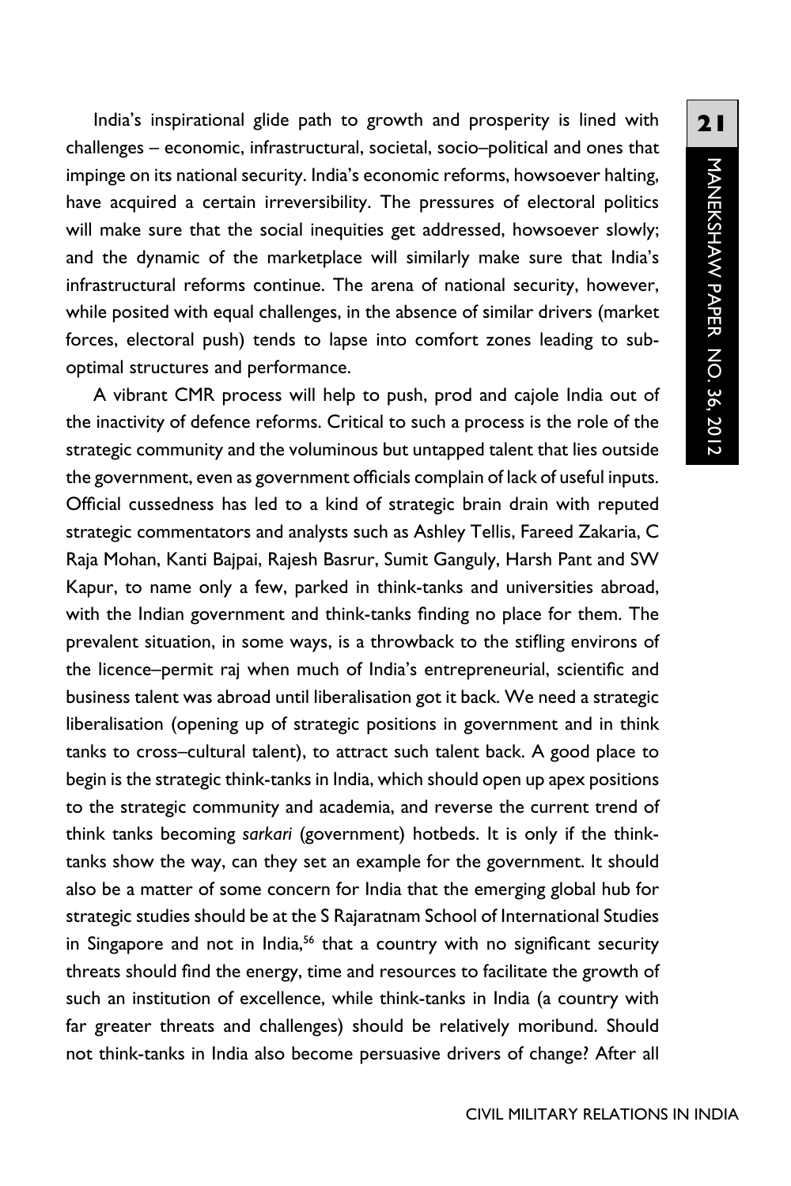India's inspirational glide path to growth and prosperity is lined with challenges – economic, infrastructural, societal, socio–political and ones that impinge on its national security. India's economic reforms, howsoever halting, have acquired a certain irreversibility. The pressures of electoral politics will make sure that the social inequities get addressed, howsoever slowly; and the dynamic of the marketplace will similarly make sure that India's infrastructural reforms continue. The arena of national security, however, while posited with equal challenges, in the absence of similar drivers (market forces, electoral push) tends to lapse into comfort zones leading to sub-optimal structures and performance.

A vibrant CMR process will help to push, prod and cajole India out of the inactivity of defence reforms. Critical to such a process is the role of the strategic community and the voluminous but untapped talent that lies outside the government, even as government officials complain of lack of useful inputs. Official cussedness has led to a kind of strategic brain drain with reputed strategic commentators and analysts such as Ashley Tellis, Fareed Zakaria, C Raja Mohan, Kanti Bajpai, Rajesh Basrur, Sumit Ganguly, Harsh Pant and SW Kapur, to name only a few, parked in think-tanks and universities abroad, with the Indian government and think-tanks finding no place for them. The prevalent situation, in some ways, is a throwback to the stifling environs of the licence–permit raj when much of India's entrepreneurial, scientific and business talent was abroad until liberalisation got it back. We need a strategic liberalisation (opening up of strategic positions in government and in think tanks to cross–cultural talent), to attract such talent back. A good place to begin is the strategic think-tanks in India, which should open up apex positions to the strategic community and academia, and reverse the current trend of think tanks becoming *sarkari* (government) hotbeds. It is only if the think-tanks show the way, can they set an example for the government. It should also be a matter of some concern for India that the emerging global hub for strategic studies should be at the S Rajaratnam School of International Studies in Singapore and not in India,[56] that a country with no significant security threats should find the energy, time and resources to facilitate the growth of such an institution of excellence, while think-tanks in India (a country with far greater threats and challenges) should be relatively moribund. Should not think-tanks in India also become persuasive drivers of change? After all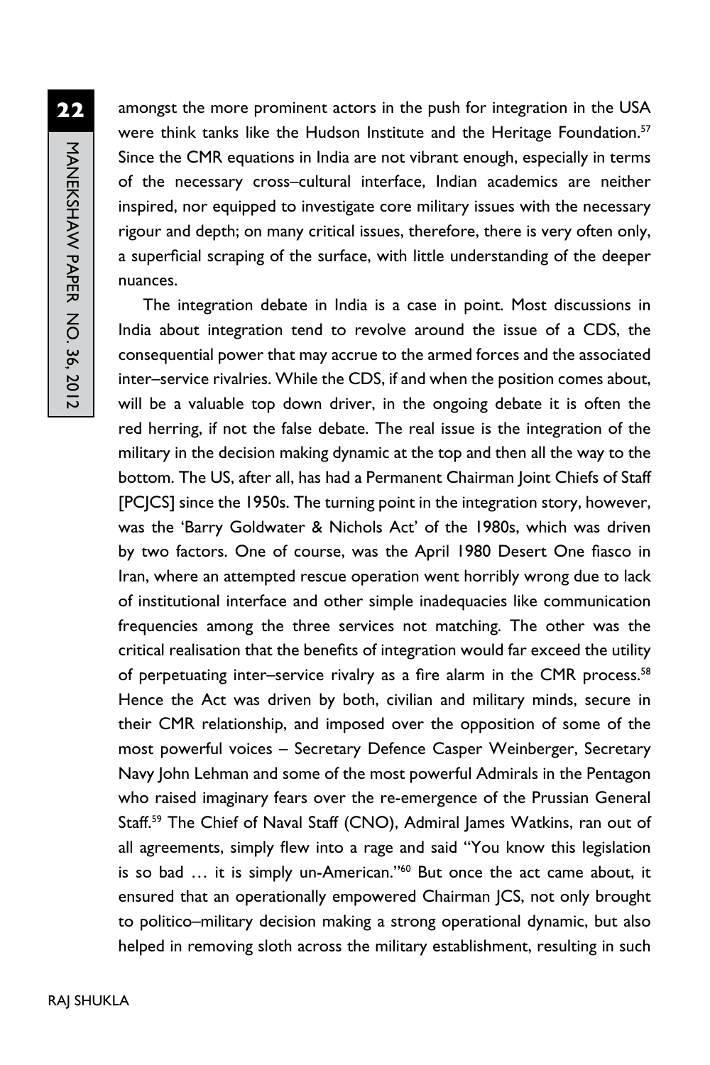amongst the more prominent actors in the push for integration in the USA were think tanks like the Hudson Institute and the Heritage Foundation.[57] Since the CMR equations in India are not vibrant enough, especially in terms of the necessary cross–cultural interface, Indian academics are neither inspired, nor equipped to investigate core military issues with the necessary rigour and depth; on many critical issues, therefore, there is very often only, a superficial scraping of the surface, with little understanding of the deeper nuances.

The integration debate in India is a case in point. Most discussions in India about integration tend to revolve around the issue of a CDS, the consequential power that may accrue to the armed forces and the associated inter–service rivalries. While the CDS, if and when the position comes about, will be a valuable top down driver, in the ongoing debate it is often the red herring, if not the false debate. The real issue is the integration of the military in the decision making dynamic at the top and then all the way to the bottom. The US, after all, has had a Permanent Chairman Joint Chiefs of Staff [PCJCS] since the 1950s. The turning point in the integration story, however, was the 'Barry Goldwater & Nichols Act' of the 1980s, which was driven by two factors. One of course, was the April 1980 Desert One fiasco in Iran, where an attempted rescue operation went horribly wrong due to lack of institutional interface and other simple inadequacies like communication frequencies among the three services not matching. The other was the critical realisation that the benefits of integration would far exceed the utility of perpetuating inter–service rivalry as a fire alarm in the CMR process.[58] Hence the Act was driven by both, civilian and military minds, secure in their CMR relationship, and imposed over the opposition of some of the most powerful voices – Secretary Defence Casper Weinberger, Secretary Navy John Lehman and some of the most powerful Admirals in the Pentagon who raised imaginary fears over the re-emergence of the Prussian General Staff.[59] The Chief of Naval Staff (CNO), Admiral James Watkins, ran out of all agreements, simply flew into a rage and said "You know this legislation is so bad … it is simply un-American."[60] But once the act came about, it ensured that an operationally empowered Chairman JCS, not only brought to politico–military decision making a strong operational dynamic, but also helped in removing sloth across the military establishment, resulting in such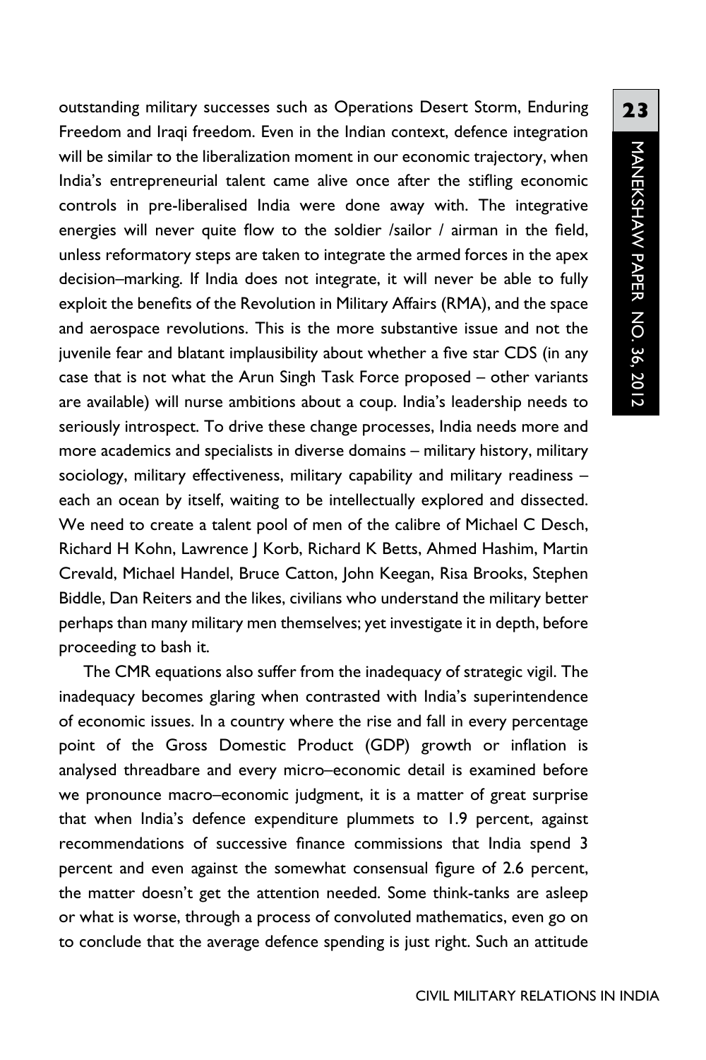outstanding military successes such as Operations Desert Storm, Enduring Freedom and Iraqi freedom. Even in the Indian context, defence integration will be similar to the liberalization moment in our economic trajectory, when India's entrepreneurial talent came alive once after the stifling economic controls in pre-liberalised India were done away with. The integrative energies will never quite flow to the soldier /sailor / airman in the field, unless reformatory steps are taken to integrate the armed forces in the apex decision–marking. If India does not integrate, it will never be able to fully exploit the benefits of the Revolution in Military Affairs (RMA), and the space and aerospace revolutions. This is the more substantive issue and not the juvenile fear and blatant implausibility about whether a five star CDS (in any case that is not what the Arun Singh Task Force proposed – other variants are available) will nurse ambitions about a coup. India's leadership needs to seriously introspect. To drive these change processes, India needs more and more academics and specialists in diverse domains – military history, military sociology, military effectiveness, military capability and military readiness – each an ocean by itself, waiting to be intellectually explored and dissected. We need to create a talent pool of men of the calibre of Michael C Desch, Richard H Kohn, Lawrence J Korb, Richard K Betts, Ahmed Hashim, Martin Crevald, Michael Handel, Bruce Catton, John Keegan, Risa Brooks, Stephen Biddle, Dan Reiters and the likes, civilians who understand the military better perhaps than many military men themselves; yet investigate it in depth, before proceeding to bash it.

The CMR equations also suffer from the inadequacy of strategic vigil. The inadequacy becomes glaring when contrasted with India's superintendence of economic issues. In a country where the rise and fall in every percentage point of the Gross Domestic Product (GDP) growth or inflation is analysed threadbare and every micro–economic detail is examined before we pronounce macro–economic judgment, it is a matter of great surprise that when India's defence expenditure plummets to 1.9 percent, against recommendations of successive finance commissions that India spend 3 percent and even against the somewhat consensual figure of 2.6 percent, the matter doesn't get the attention needed. Some think-tanks are asleep or what is worse, through a process of convoluted mathematics, even go on to conclude that the average defence spending is just right. Such an attitude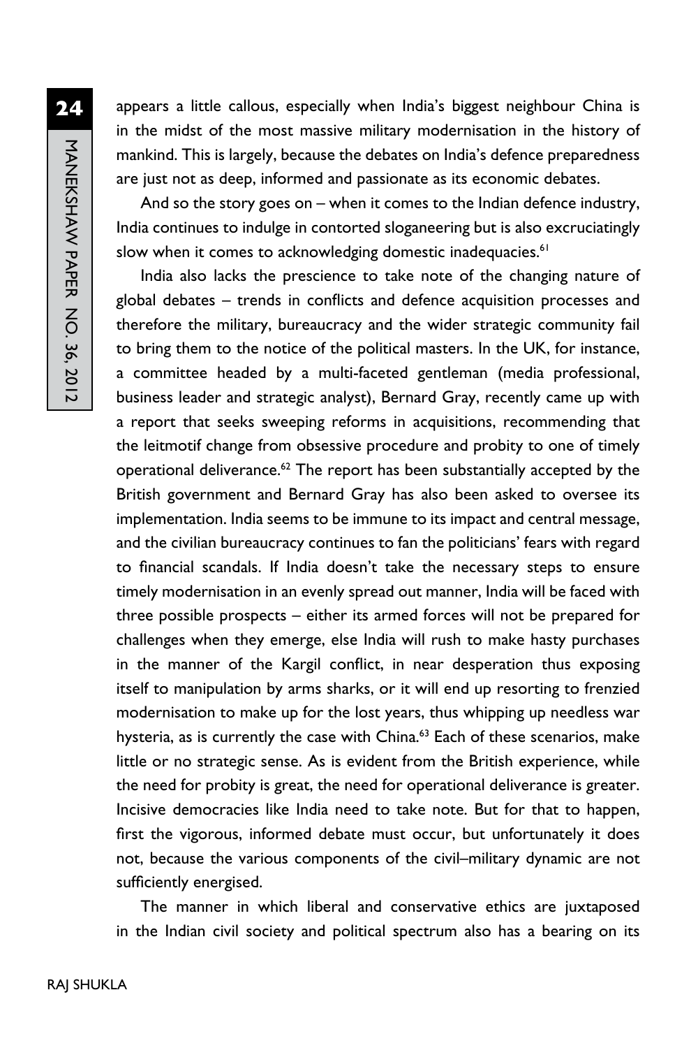appears a little callous, especially when India's biggest neighbour China is in the midst of the most massive military modernisation in the history of mankind. This is largely, because the debates on India's defence preparedness are just not as deep, informed and passionate as its economic debates.

And so the story goes on – when it comes to the Indian defence industry, India continues to indulge in contorted sloganeering but is also excruciatingly slow when it comes to acknowledging domestic inadequacies.[61]

India also lacks the prescience to take note of the changing nature of global debates – trends in conflicts and defence acquisition processes and therefore the military, bureaucracy and the wider strategic community fail to bring them to the notice of the political masters. In the UK, for instance, a committee headed by a multi-faceted gentleman (media professional, business leader and strategic analyst), Bernard Gray, recently came up with a report that seeks sweeping reforms in acquisitions, recommending that the leitmotif change from obsessive procedure and probity to one of timely operational deliverance.[62] The report has been substantially accepted by the British government and Bernard Gray has also been asked to oversee its implementation. India seems to be immune to its impact and central message, and the civilian bureaucracy continues to fan the politicians' fears with regard to financial scandals. If India doesn't take the necessary steps to ensure timely modernisation in an evenly spread out manner, India will be faced with three possible prospects – either its armed forces will not be prepared for challenges when they emerge, else India will rush to make hasty purchases in the manner of the Kargil conflict, in near desperation thus exposing itself to manipulation by arms sharks, or it will end up resorting to frenzied modernisation to make up for the lost years, thus whipping up needless war hysteria, as is currently the case with China.[63] Each of these scenarios, make little or no strategic sense. As is evident from the British experience, while the need for probity is great, the need for operational deliverance is greater. Incisive democracies like India need to take note. But for that to happen, first the vigorous, informed debate must occur, but unfortunately it does not, because the various components of the civil–military dynamic are not sufficiently energised.

The manner in which liberal and conservative ethics are juxtaposed in the Indian civil society and political spectrum also has a bearing on its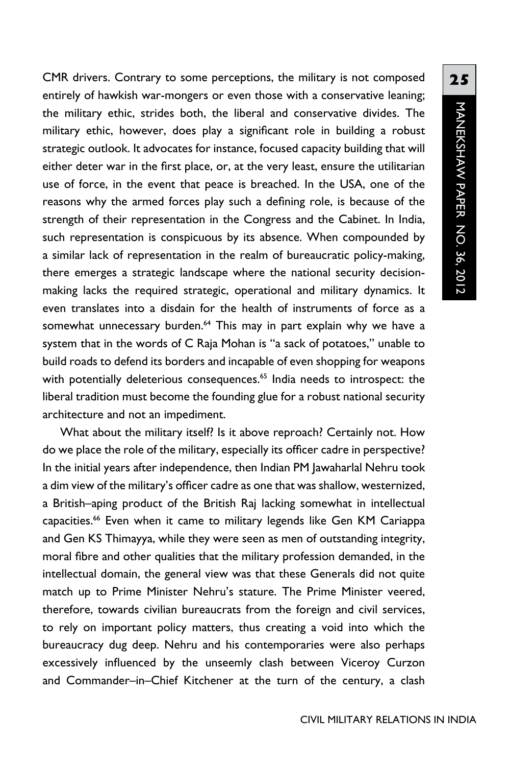CMR drivers. Contrary to some perceptions, the military is not composed entirely of hawkish war-mongers or even those with a conservative leaning; the military ethic, strides both, the liberal and conservative divides. The military ethic, however, does play a significant role in building a robust strategic outlook. It advocates for instance, focused capacity building that will either deter war in the first place, or, at the very least, ensure the utilitarian use of force, in the event that peace is breached. In the USA, one of the reasons why the armed forces play such a defining role, is because of the strength of their representation in the Congress and the Cabinet. In India, such representation is conspicuous by its absence. When compounded by a similar lack of representation in the realm of bureaucratic policy-making, there emerges a strategic landscape where the national security decision-making lacks the required strategic, operational and military dynamics. It even translates into a disdain for the health of instruments of force as a somewhat unnecessary burden.[64] This may in part explain why we have a system that in the words of C Raja Mohan is "a sack of potatoes," unable to build roads to defend its borders and incapable of even shopping for weapons with potentially deleterious consequences.[65] India needs to introspect: the liberal tradition must become the founding glue for a robust national security architecture and not an impediment.

What about the military itself? Is it above reproach? Certainly not. How do we place the role of the military, especially its officer cadre in perspective? In the initial years after independence, then Indian PM Jawaharlal Nehru took a dim view of the military's officer cadre as one that was shallow, westernized, a British–aping product of the British Raj lacking somewhat in intellectual capacities.[66] Even when it came to military legends like Gen KM Cariappa and Gen KS Thimayya, while they were seen as men of outstanding integrity, moral fibre and other qualities that the military profession demanded, in the intellectual domain, the general view was that these Generals did not quite match up to Prime Minister Nehru's stature. The Prime Minister veered, therefore, towards civilian bureaucrats from the foreign and civil services, to rely on important policy matters, thus creating a void into which the bureaucracy dug deep. Nehru and his contemporaries were also perhaps excessively influenced by the unseemly clash between Viceroy Curzon and Commander–in–Chief Kitchener at the turn of the century, a clash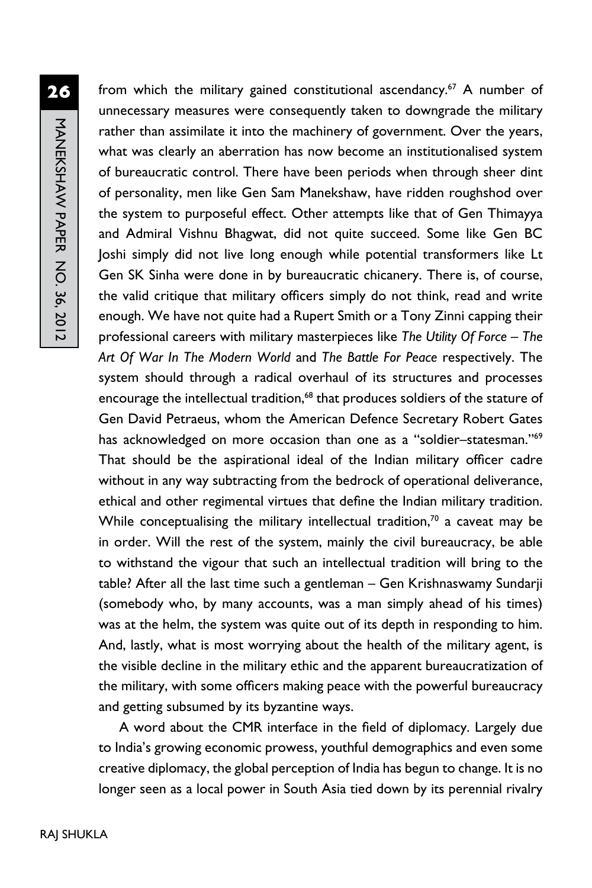from which the military gained constitutional ascendancy.[67] A number of unnecessary measures were consequently taken to downgrade the military rather than assimilate it into the machinery of government. Over the years, what was clearly an aberration has now become an institutionalised system of bureaucratic control. There have been periods when through sheer dint of personality, men like Gen Sam Manekshaw, have ridden roughshod over the system to purposeful effect. Other attempts like that of Gen Thimayya and Admiral Vishnu Bhagwat, did not quite succeed. Some like Gen BC Joshi simply did not live long enough while potential transformers like Lt Gen SK Sinha were done in by bureaucratic chicanery. There is, of course, the valid critique that military officers simply do not think, read and write enough. We have not quite had a Rupert Smith or a Tony Zinni capping their professional careers with military masterpieces like *The Utility Of Force – The Art Of War In The Modern World* and *The Battle For Peace* respectively. The system should through a radical overhaul of its structures and processes encourage the intellectual tradition,[68] that produces soldiers of the stature of Gen David Petraeus, whom the American Defence Secretary Robert Gates has acknowledged on more occasion than one as a "soldier–statesman."[69] That should be the aspirational ideal of the Indian military officer cadre without in any way subtracting from the bedrock of operational deliverance, ethical and other regimental virtues that define the Indian military tradition. While conceptualising the military intellectual tradition,[70] a caveat may be in order. Will the rest of the system, mainly the civil bureaucracy, be able to withstand the vigour that such an intellectual tradition will bring to the table? After all the last time such a gentleman – Gen Krishnaswamy Sundarji (somebody who, by many accounts, was a man simply ahead of his times) was at the helm, the system was quite out of its depth in responding to him. And, lastly, what is most worrying about the health of the military agent, is the visible decline in the military ethic and the apparent bureaucratization of the military, with some officers making peace with the powerful bureaucracy and getting subsumed by its byzantine ways.

A word about the CMR interface in the field of diplomacy. Largely due to India's growing economic prowess, youthful demographics and even some creative diplomacy, the global perception of India has begun to change. It is no longer seen as a local power in South Asia tied down by its perennial rivalry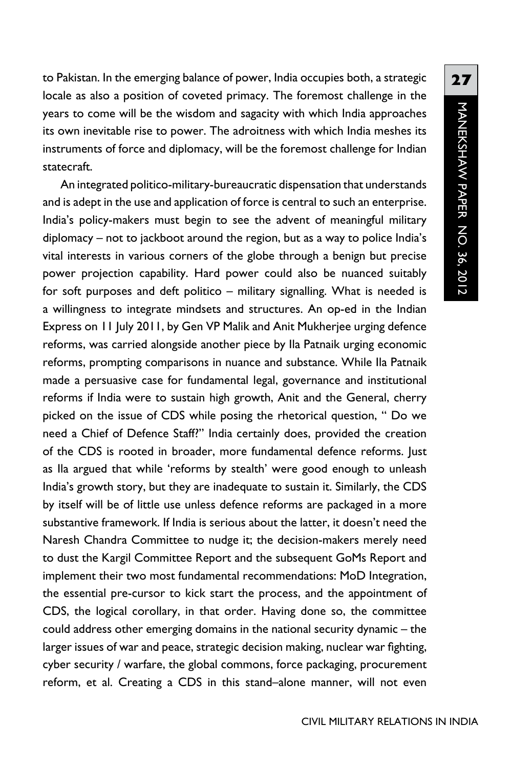to Pakistan. In the emerging balance of power, India occupies both, a strategic locale as also a position of coveted primacy. The foremost challenge in the years to come will be the wisdom and sagacity with which India approaches its own inevitable rise to power. The adroitness with which India meshes its instruments of force and diplomacy, will be the foremost challenge for Indian statecraft.

An integrated politico-military-bureaucratic dispensation that understands and is adept in the use and application of force is central to such an enterprise. India's policy-makers must begin to see the advent of meaningful military diplomacy – not to jackboot around the region, but as a way to police India's vital interests in various corners of the globe through a benign but precise power projection capability. Hard power could also be nuanced suitably for soft purposes and deft politico – military signalling. What is needed is a willingness to integrate mindsets and structures. An op-ed in the Indian Express on 11 July 2011, by Gen VP Malik and Anit Mukherjee urging defence reforms, was carried alongside another piece by Ila Patnaik urging economic reforms, prompting comparisons in nuance and substance. While Ila Patnaik made a persuasive case for fundamental legal, governance and institutional reforms if India were to sustain high growth, Anit and the General, cherry picked on the issue of CDS while posing the rhetorical question, " Do we need a Chief of Defence Staff?" India certainly does, provided the creation of the CDS is rooted in broader, more fundamental defence reforms. Just as Ila argued that while 'reforms by stealth' were good enough to unleash India's growth story, but they are inadequate to sustain it. Similarly, the CDS by itself will be of little use unless defence reforms are packaged in a more substantive framework. If India is serious about the latter, it doesn't need the Naresh Chandra Committee to nudge it; the decision-makers merely need to dust the Kargil Committee Report and the subsequent GoMs Report and implement their two most fundamental recommendations: MoD Integration, the essential pre-cursor to kick start the process, and the appointment of CDS, the logical corollary, in that order. Having done so, the committee could address other emerging domains in the national security dynamic – the larger issues of war and peace, strategic decision making, nuclear war fighting, cyber security / warfare, the global commons, force packaging, procurement reform, et al. Creating a CDS in this stand–alone manner, will not even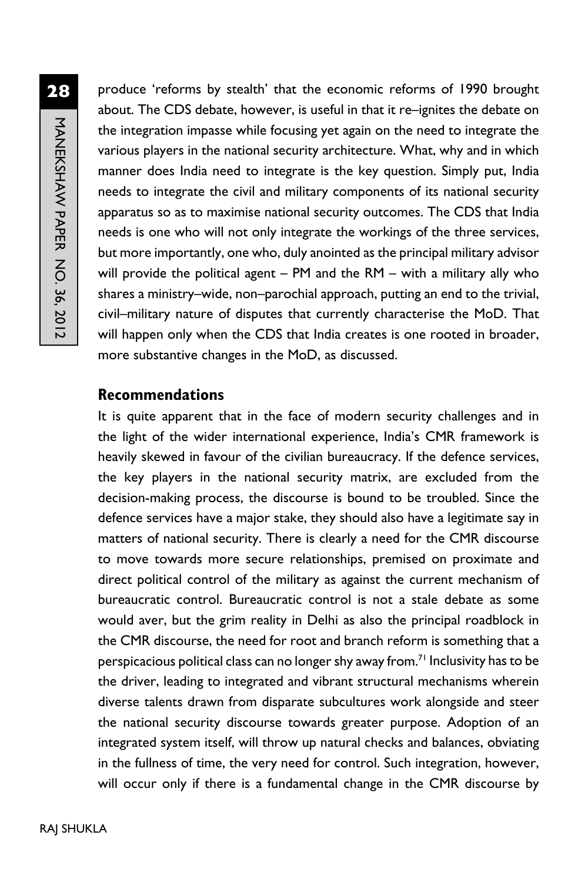produce 'reforms by stealth' that the economic reforms of 1990 brought about. The CDS debate, however, is useful in that it re–ignites the debate on the integration impasse while focusing yet again on the need to integrate the various players in the national security architecture. What, why and in which manner does India need to integrate is the key question. Simply put, India needs to integrate the civil and military components of its national security apparatus so as to maximise national security outcomes. The CDS that India needs is one who will not only integrate the workings of the three services, but more importantly, one who, duly anointed as the principal military advisor will provide the political agent – PM and the RM – with a military ally who shares a ministry–wide, non–parochial approach, putting an end to the trivial, civil–military nature of disputes that currently characterise the MoD. That will happen only when the CDS that India creates is one rooted in broader, more substantive changes in the MoD, as discussed.

## Recommendations

It is quite apparent that in the face of modern security challenges and in the light of the wider international experience, India's CMR framework is heavily skewed in favour of the civilian bureaucracy. If the defence services, the key players in the national security matrix, are excluded from the decision-making process, the discourse is bound to be troubled. Since the defence services have a major stake, they should also have a legitimate say in matters of national security. There is clearly a need for the CMR discourse to move towards more secure relationships, premised on proximate and direct political control of the military as against the current mechanism of bureaucratic control. Bureaucratic control is not a stale debate as some would aver, but the grim reality in Delhi as also the principal roadblock in the CMR discourse, the need for root and branch reform is something that a perspicacious political class can no longer shy away from.[71] Inclusivity has to be the driver, leading to integrated and vibrant structural mechanisms wherein diverse talents drawn from disparate subcultures work alongside and steer the national security discourse towards greater purpose. Adoption of an integrated system itself, will throw up natural checks and balances, obviating in the fullness of time, the very need for control. Such integration, however, will occur only if there is a fundamental change in the CMR discourse by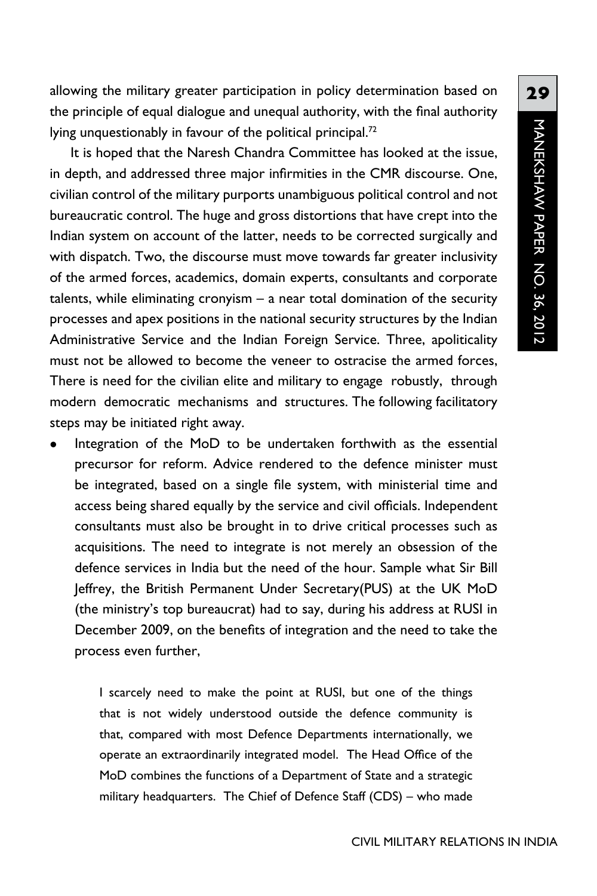allowing the military greater participation in policy determination based on the principle of equal dialogue and unequal authority, with the final authority lying unquestionably in favour of the political principal.[72]

It is hoped that the Naresh Chandra Committee has looked at the issue, in depth, and addressed three major infirmities in the CMR discourse. One, civilian control of the military purports unambiguous political control and not bureaucratic control. The huge and gross distortions that have crept into the Indian system on account of the latter, needs to be corrected surgically and with dispatch. Two, the discourse must move towards far greater inclusivity of the armed forces, academics, domain experts, consultants and corporate talents, while eliminating cronyism – a near total domination of the security processes and apex positions in the national security structures by the Indian Administrative Service and the Indian Foreign Service. Three, apoliticality must not be allowed to become the veneer to ostracise the armed forces, There is need for the civilian elite and military to engage robustly, through modern democratic mechanisms and structures. The following facilitatory steps may be initiated right away.

- Integration of the MoD to be undertaken forthwith as the essential precursor for reform. Advice rendered to the defence minister must be integrated, based on a single file system, with ministerial time and access being shared equally by the service and civil officials. Independent consultants must also be brought in to drive critical processes such as acquisitions. The need to integrate is not merely an obsession of the defence services in India but the need of the hour. Sample what Sir Bill Jeffrey, the British Permanent Under Secretary(PUS) at the UK MoD (the ministry's top bureaucrat) had to say, during his address at RUSI in December 2009, on the benefits of integration and the need to take the process even further,

> I scarcely need to make the point at RUSI, but one of the things that is not widely understood outside the defence community is that, compared with most Defence Departments internationally, we operate an extraordinarily integrated model. The Head Office of the MoD combines the functions of a Department of State and a strategic military headquarters. The Chief of Defence Staff (CDS) – who made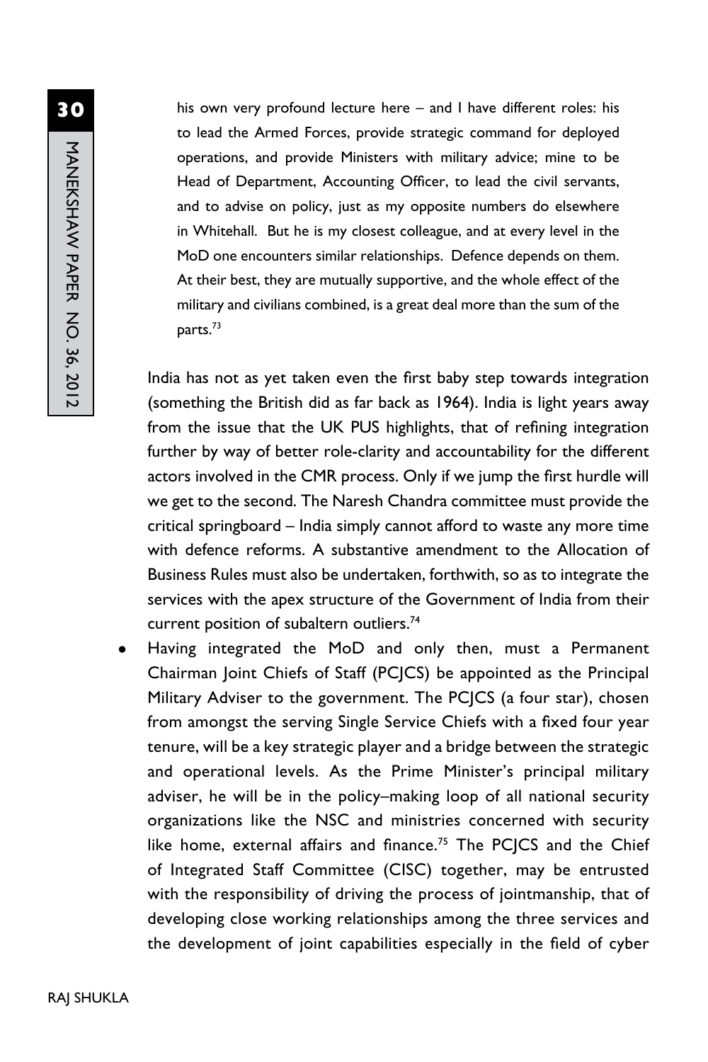> his own very profound lecture here – and I have different roles: his to lead the Armed Forces, provide strategic command for deployed operations, and provide Ministers with military advice; mine to be Head of Department, Accounting Officer, to lead the civil servants, and to advise on policy, just as my opposite numbers do elsewhere in Whitehall. But he is my closest colleague, and at every level in the MoD one encounters similar relationships. Defence depends on them. At their best, they are mutually supportive, and the whole effect of the military and civilians combined, is a great deal more than the sum of the parts.[73]

India has not as yet taken even the first baby step towards integration (something the British did as far back as 1964). India is light years away from the issue that the UK PUS highlights, that of refining integration further by way of better role-clarity and accountability for the different actors involved in the CMR process. Only if we jump the first hurdle will we get to the second. The Naresh Chandra committee must provide the critical springboard – India simply cannot afford to waste any more time with defence reforms. A substantive amendment to the Allocation of Business Rules must also be undertaken, forthwith, so as to integrate the services with the apex structure of the Government of India from their current position of subaltern outliers.[74]

- Having integrated the MoD and only then, must a Permanent Chairman Joint Chiefs of Staff (PCJCS) be appointed as the Principal Military Adviser to the government. The PCJCS (a four star), chosen from amongst the serving Single Service Chiefs with a fixed four year tenure, will be a key strategic player and a bridge between the strategic and operational levels. As the Prime Minister's principal military adviser, he will be in the policy–making loop of all national security organizations like the NSC and ministries concerned with security like home, external affairs and finance.[75] The PCJCS and the Chief of Integrated Staff Committee (CISC) together, may be entrusted with the responsibility of driving the process of jointmanship, that of developing close working relationships among the three services and the development of joint capabilities especially in the field of cyber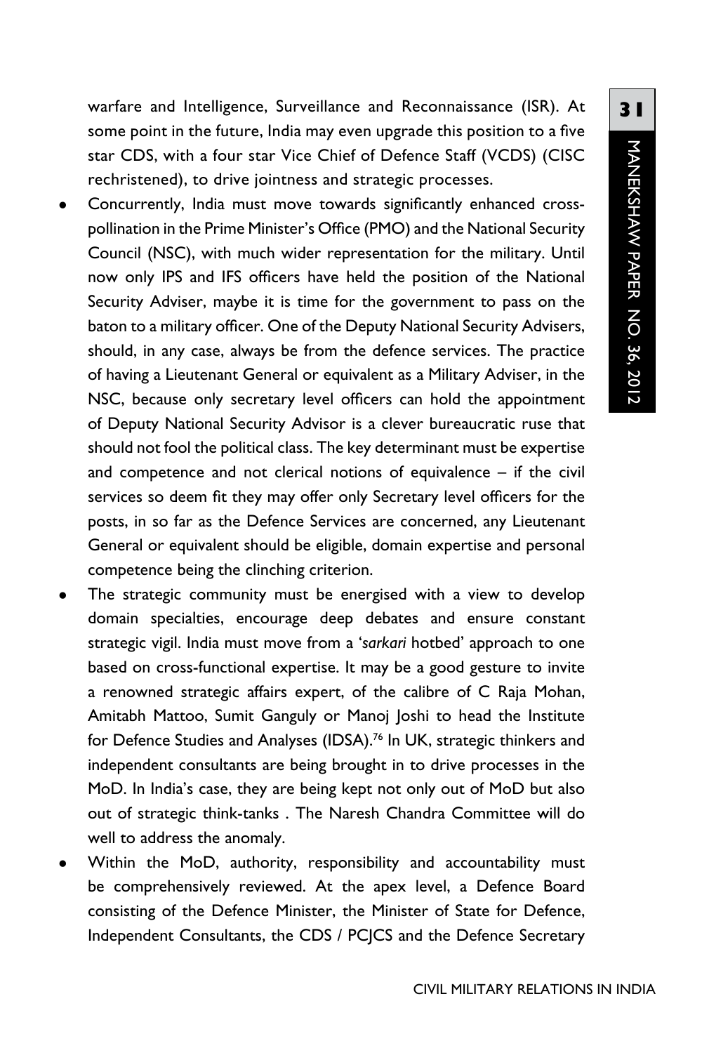warfare and Intelligence, Surveillance and Reconnaissance (ISR). At some point in the future, India may even upgrade this position to a five star CDS, with a four star Vice Chief of Defence Staff (VCDS) (CISC rechristened), to drive jointness and strategic processes.

- Concurrently, India must move towards significantly enhanced cross-pollination in the Prime Minister's Office (PMO) and the National Security Council (NSC), with much wider representation for the military. Until now only IPS and IFS officers have held the position of the National Security Adviser, maybe it is time for the government to pass on the baton to a military officer. One of the Deputy National Security Advisers, should, in any case, always be from the defence services. The practice of having a Lieutenant General or equivalent as a Military Adviser, in the NSC, because only secretary level officers can hold the appointment of Deputy National Security Advisor is a clever bureaucratic ruse that should not fool the political class. The key determinant must be expertise and competence and not clerical notions of equivalence – if the civil services so deem fit they may offer only Secretary level officers for the posts, in so far as the Defence Services are concerned, any Lieutenant General or equivalent should be eligible, domain expertise and personal competence being the clinching criterion.
- The strategic community must be energised with a view to develop domain specialties, encourage deep debates and ensure constant strategic vigil. India must move from a '*sarkari* hotbed' approach to one based on cross-functional expertise. It may be a good gesture to invite a renowned strategic affairs expert, of the calibre of C Raja Mohan, Amitabh Mattoo, Sumit Ganguly or Manoj Joshi to head the Institute for Defence Studies and Analyses (IDSA).[76] In UK, strategic thinkers and independent consultants are being brought in to drive processes in the MoD. In India's case, they are being kept not only out of MoD but also out of strategic think-tanks . The Naresh Chandra Committee will do well to address the anomaly.
- Within the MoD, authority, responsibility and accountability must be comprehensively reviewed. At the apex level, a Defence Board consisting of the Defence Minister, the Minister of State for Defence, Independent Consultants, the CDS / PCJCS and the Defence Secretary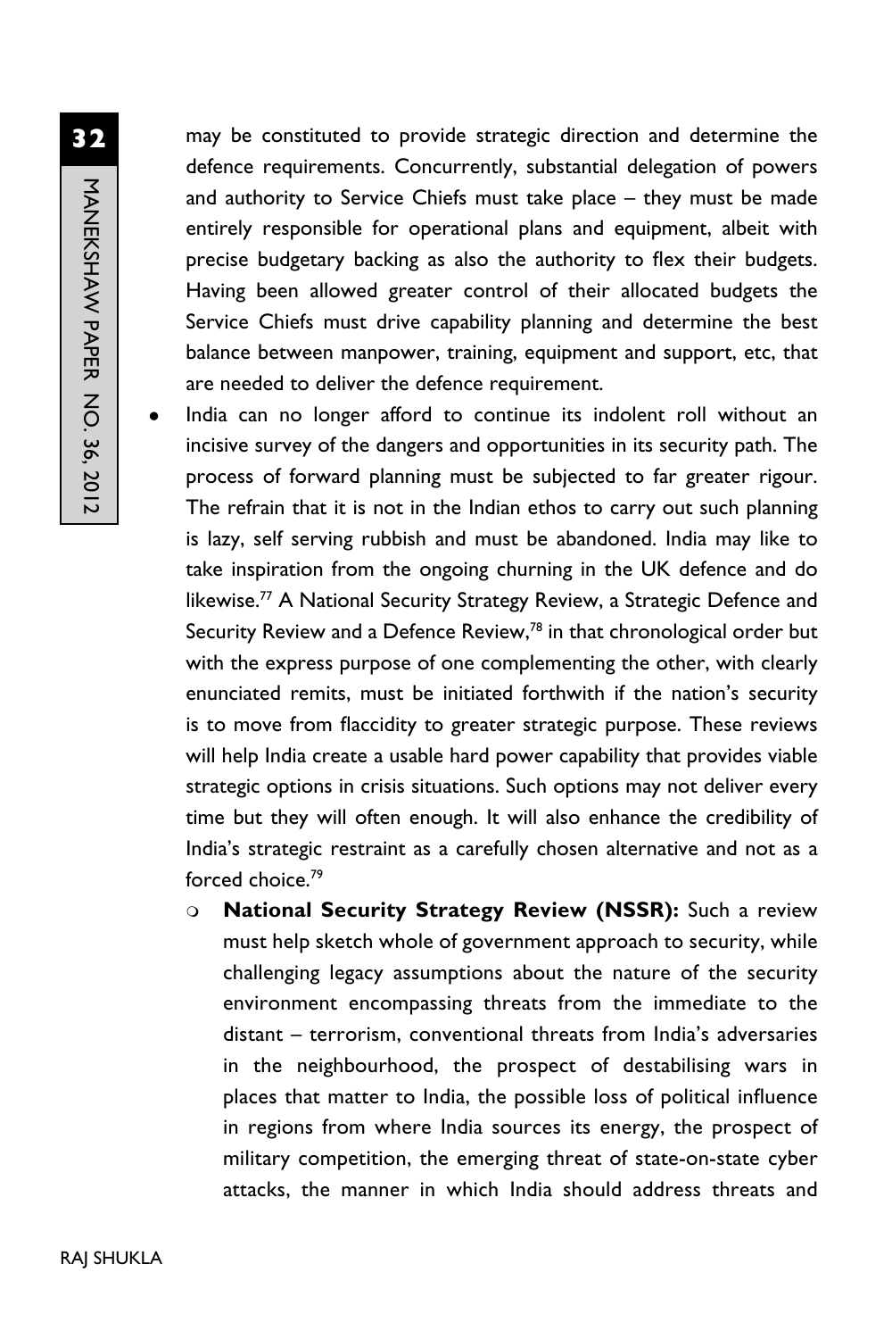may be constituted to provide strategic direction and determine the defence requirements. Concurrently, substantial delegation of powers and authority to Service Chiefs must take place – they must be made entirely responsible for operational plans and equipment, albeit with precise budgetary backing as also the authority to flex their budgets. Having been allowed greater control of their allocated budgets the Service Chiefs must drive capability planning and determine the best balance between manpower, training, equipment and support, etc, that are needed to deliver the defence requirement.

- India can no longer afford to continue its indolent roll without an incisive survey of the dangers and opportunities in its security path. The process of forward planning must be subjected to far greater rigour. The refrain that it is not in the Indian ethos to carry out such planning is lazy, self serving rubbish and must be abandoned. India may like to take inspiration from the ongoing churning in the UK defence and do likewise.[77] A National Security Strategy Review, a Strategic Defence and Security Review and a Defence Review,[78] in that chronological order but with the express purpose of one complementing the other, with clearly enunciated remits, must be initiated forthwith if the nation's security is to move from flaccidity to greater strategic purpose. These reviews will help India create a usable hard power capability that provides viable strategic options in crisis situations. Such options may not deliver every time but they will often enough. It will also enhance the credibility of India's strategic restraint as a carefully chosen alternative and not as a forced choice.[79]
    - **National Security Strategy Review (NSSR):** Such a review must help sketch whole of government approach to security, while challenging legacy assumptions about the nature of the security environment encompassing threats from the immediate to the distant – terrorism, conventional threats from India's adversaries in the neighbourhood, the prospect of destabilising wars in places that matter to India, the possible loss of political influence in regions from where India sources its energy, the prospect of military competition, the emerging threat of state-on-state cyber attacks, the manner in which India should address threats and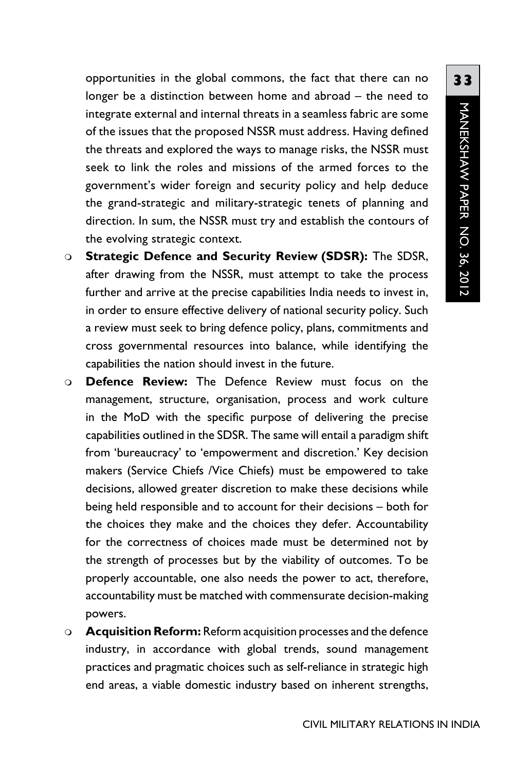opportunities in the global commons, the fact that there can no longer be a distinction between home and abroad – the need to integrate external and internal threats in a seamless fabric are some of the issues that the proposed NSSR must address. Having defined the threats and explored the ways to manage risks, the NSSR must seek to link the roles and missions of the armed forces to the government's wider foreign and security policy and help deduce the grand-strategic and military-strategic tenets of planning and direction. In sum, the NSSR must try and establish the contours of the evolving strategic context.

- **Strategic Defence and Security Review (SDSR):** The SDSR, after drawing from the NSSR, must attempt to take the process further and arrive at the precise capabilities India needs to invest in, in order to ensure effective delivery of national security policy. Such a review must seek to bring defence policy, plans, commitments and cross governmental resources into balance, while identifying the capabilities the nation should invest in the future.
- **Defence Review:** The Defence Review must focus on the management, structure, organisation, process and work culture in the MoD with the specific purpose of delivering the precise capabilities outlined in the SDSR. The same will entail a paradigm shift from 'bureaucracy' to 'empowerment and discretion.' Key decision makers (Service Chiefs /Vice Chiefs) must be empowered to take decisions, allowed greater discretion to make these decisions while being held responsible and to account for their decisions – both for the choices they make and the choices they defer. Accountability for the correctness of choices made must be determined not by the strength of processes but by the viability of outcomes. To be properly accountable, one also needs the power to act, therefore, accountability must be matched with commensurate decision-making powers.
- **Acquisition Reform:** Reform acquisition processes and the defence industry, in accordance with global trends, sound management practices and pragmatic choices such as self-reliance in strategic high end areas, a viable domestic industry based on inherent strengths,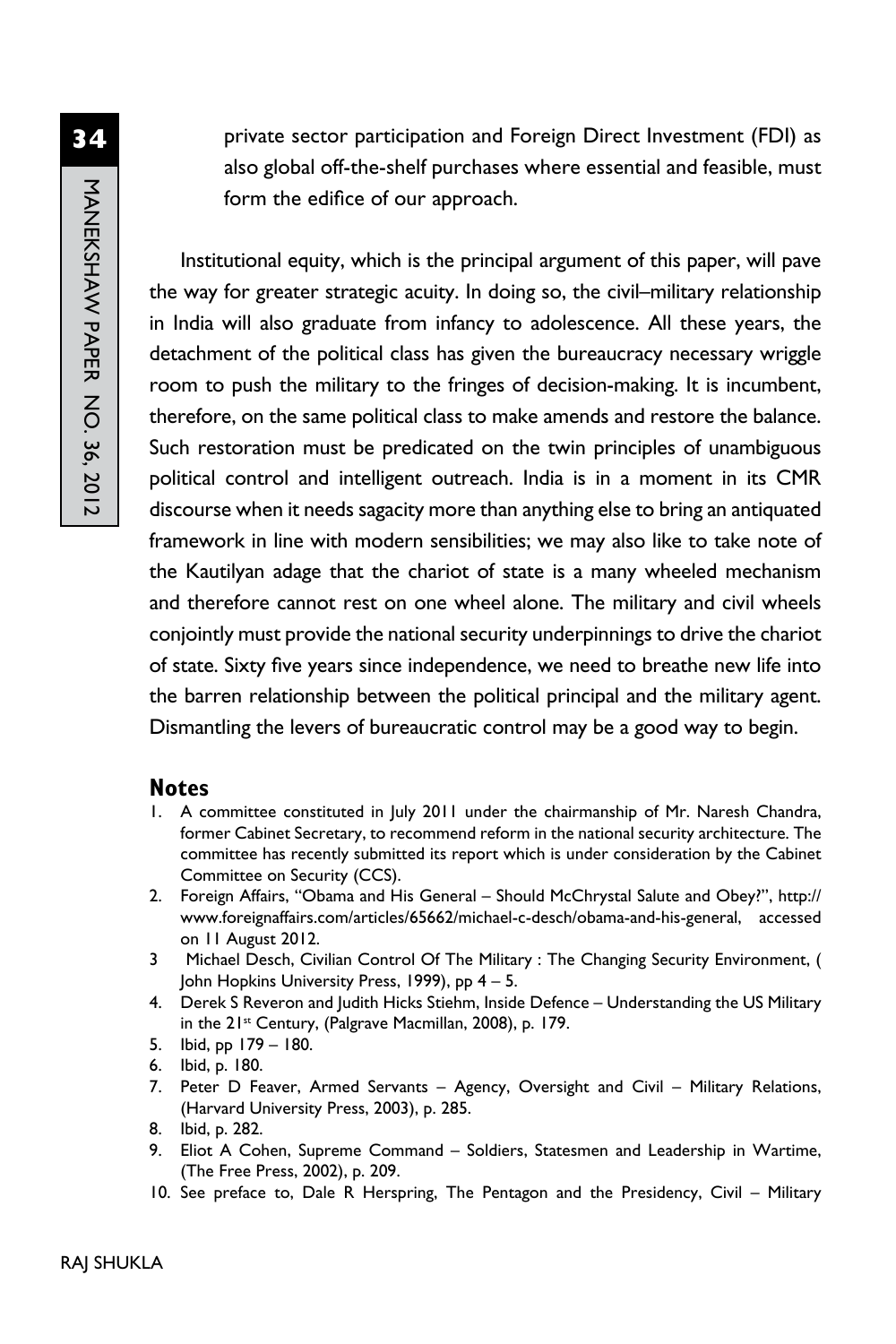private sector participation and Foreign Direct Investment (FDI) as also global off-the-shelf purchases where essential and feasible, must form the edifice of our approach.

Institutional equity, which is the principal argument of this paper, will pave the way for greater strategic acuity. In doing so, the civil–military relationship in India will also graduate from infancy to adolescence. All these years, the detachment of the political class has given the bureaucracy necessary wriggle room to push the military to the fringes of decision-making. It is incumbent, therefore, on the same political class to make amends and restore the balance. Such restoration must be predicated on the twin principles of unambiguous political control and intelligent outreach. India is in a moment in its CMR discourse when it needs sagacity more than anything else to bring an antiquated framework in line with modern sensibilities; we may also like to take note of the Kautilyan adage that the chariot of state is a many wheeled mechanism and therefore cannot rest on one wheel alone. The military and civil wheels conjointly must provide the national security underpinnings to drive the chariot of state. Sixty five years since independence, we need to breathe new life into the barren relationship between the political principal and the military agent. Dismantling the levers of bureaucratic control may be a good way to begin.

## Notes

1. A committee constituted in July 2011 under the chairmanship of Mr. Naresh Chandra, former Cabinet Secretary, to recommend reform in the national security architecture. The committee has recently submitted its report which is under consideration by the Cabinet Committee on Security (CCS).
2. Foreign Affairs, "Obama and His General – Should McChrystal Salute and Obey?", http://www.foreignaffairs.com/articles/65662/michael-c-desch/obama-and-his-general, accessed on 11 August 2012.
3. Michael Desch, Civilian Control Of The Military : The Changing Security Environment, ( John Hopkins University Press, 1999), pp 4 – 5.
4. Derek S Reveron and Judith Hicks Stiehm, Inside Defence – Understanding the US Military in the 21st Century, (Palgrave Macmillan, 2008), p. 179.
5. Ibid, pp 179 – 180.
6. Ibid, p. 180.
7. Peter D Feaver, Armed Servants – Agency, Oversight and Civil – Military Relations, (Harvard University Press, 2003), p. 285.
8. Ibid, p. 282.
9. Eliot A Cohen, Supreme Command – Soldiers, Statesmen and Leadership in Wartime, (The Free Press, 2002), p. 209.
10. See preface to, Dale R Herspring, The Pentagon and the Presidency, Civil – Military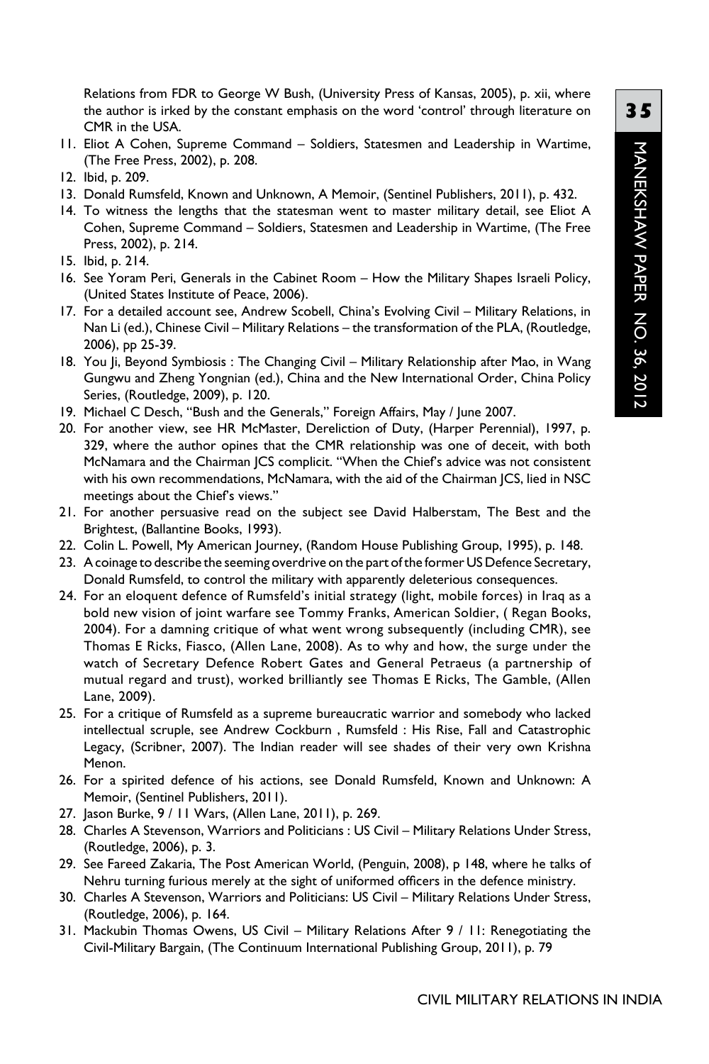Relations from FDR to George W Bush, (University Press of Kansas, 2005), p. xii, where the author is irked by the constant emphasis on the word 'control' through literature on CMR in the USA.

11. Eliot A Cohen, Supreme Command – Soldiers, Statesmen and Leadership in Wartime, (The Free Press, 2002), p. 208.
12. Ibid, p. 209.
13. Donald Rumsfeld, Known and Unknown, A Memoir, (Sentinel Publishers, 2011), p. 432.
14. To witness the lengths that the statesman went to master military detail, see Eliot A Cohen, Supreme Command – Soldiers, Statesmen and Leadership in Wartime, (The Free Press, 2002), p. 214.
15. Ibid, p. 214.
16. See Yoram Peri, Generals in the Cabinet Room – How the Military Shapes Israeli Policy, (United States Institute of Peace, 2006).
17. For a detailed account see, Andrew Scobell, China's Evolving Civil – Military Relations, in Nan Li (ed.), Chinese Civil – Military Relations – the transformation of the PLA, (Routledge, 2006), pp 25-39.
18. You Ji, Beyond Symbiosis : The Changing Civil – Military Relationship after Mao, in Wang Gungwu and Zheng Yongnian (ed.), China and the New International Order, China Policy Series, (Routledge, 2009), p. 120.
19. Michael C Desch, "Bush and the Generals," Foreign Affairs, May / June 2007.
20. For another view, see HR McMaster, Dereliction of Duty, (Harper Perennial), 1997, p. 329, where the author opines that the CMR relationship was one of deceit, with both McNamara and the Chairman JCS complicit. "When the Chief's advice was not consistent with his own recommendations, McNamara, with the aid of the Chairman JCS, lied in NSC meetings about the Chief's views."
21. For another persuasive read on the subject see David Halberstam, The Best and the Brightest, (Ballantine Books, 1993).
22. Colin L. Powell, My American Journey, (Random House Publishing Group, 1995), p. 148.
23. A coinage to describe the seeming overdrive on the part of the former US Defence Secretary, Donald Rumsfeld, to control the military with apparently deleterious consequences.
24. For an eloquent defence of Rumsfeld's initial strategy (light, mobile forces) in Iraq as a bold new vision of joint warfare see Tommy Franks, American Soldier, ( Regan Books, 2004). For a damning critique of what went wrong subsequently (including CMR), see Thomas E Ricks, Fiasco, (Allen Lane, 2008). As to why and how, the surge under the watch of Secretary Defence Robert Gates and General Petraeus (a partnership of mutual regard and trust), worked brilliantly see Thomas E Ricks, The Gamble, (Allen Lane, 2009).
25. For a critique of Rumsfeld as a supreme bureaucratic warrior and somebody who lacked intellectual scruple, see Andrew Cockburn , Rumsfeld : His Rise, Fall and Catastrophic Legacy, (Scribner, 2007). The Indian reader will see shades of their very own Krishna Menon.
26. For a spirited defence of his actions, see Donald Rumsfeld, Known and Unknown: A Memoir, (Sentinel Publishers, 2011).
27. Jason Burke, 9 / 11 Wars, (Allen Lane, 2011), p. 269.
28. Charles A Stevenson, Warriors and Politicians : US Civil – Military Relations Under Stress, (Routledge, 2006), p. 3.
29. See Fareed Zakaria, The Post American World, (Penguin, 2008), p 148, where he talks of Nehru turning furious merely at the sight of uniformed officers in the defence ministry.
30. Charles A Stevenson, Warriors and Politicians: US Civil – Military Relations Under Stress, (Routledge, 2006), p. 164.
31. Mackubin Thomas Owens, US Civil – Military Relations After 9 / 11: Renegotiating the Civil-Military Bargain, (The Continuum International Publishing Group, 2011), p. 79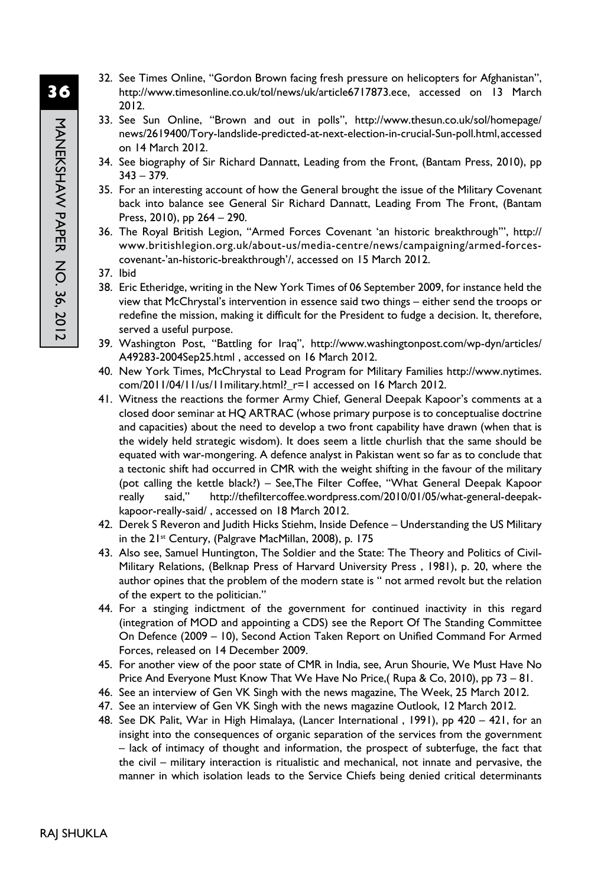32. See Times Online, "Gordon Brown facing fresh pressure on helicopters for Afghanistan", http://www.timesonline.co.uk/tol/news/uk/article6717873.ece, accessed on 13 March 2012.
33. See Sun Online, "Brown and out in polls", http://www.thesun.co.uk/sol/homepage/news/2619400/Tory-landslide-predicted-at-next-election-in-crucial-Sun-poll.html, accessed on 14 March 2012.
34. See biography of Sir Richard Dannatt, Leading from the Front, (Bantam Press, 2010), pp 343 – 379.
35. For an interesting account of how the General brought the issue of the Military Covenant back into balance see General Sir Richard Dannatt, Leading From The Front, (Bantam Press, 2010), pp 264 – 290.
36. The Royal British Legion, "Armed Forces Covenant 'an historic breakthrough'", http://www.britishlegion.org.uk/about-us/media-centre/news/campaigning/armed-forces-covenant-'an-historic-breakthrough'/, accessed on 15 March 2012.
37. Ibid
38. Eric Etheridge, writing in the New York Times of 06 September 2009, for instance held the view that McChrystal's intervention in essence said two things – either send the troops or redefine the mission, making it difficult for the President to fudge a decision. It, therefore, served a useful purpose.
39. Washington Post, "Battling for Iraq", http://www.washingtonpost.com/wp-dyn/articles/A49283-2004Sep25.html , accessed on 16 March 2012.
40. New York Times, McChrystal to Lead Program for Military Families http://www.nytimes.com/2011/04/11/us/11military.html?_r=1 accessed on 16 March 2012.
41. Witness the reactions the former Army Chief, General Deepak Kapoor's comments at a closed door seminar at HQ ARTRAC (whose primary purpose is to conceptualise doctrine and capacities) about the need to develop a two front capability have drawn (when that is the widely held strategic wisdom). It does seem a little churlish that the same should be equated with war-mongering. A defence analyst in Pakistan went so far as to conclude that a tectonic shift had occurred in CMR with the weight shifting in the favour of the military (pot calling the kettle black?) – See,The Filter Coffee, "What General Deepak Kapoor really said," http://thefiltercoffee.wordpress.com/2010/01/05/what-general-deepak-kapoor-really-said/ , accessed on 18 March 2012.
42. Derek S Reveron and Judith Hicks Stiehm, Inside Defence – Understanding the US Military in the 21st Century, (Palgrave MacMillan, 2008), p. 175
43. Also see, Samuel Huntington, The Soldier and the State: The Theory and Politics of Civil-Military Relations, (Belknap Press of Harvard University Press , 1981), p. 20, where the author opines that the problem of the modern state is " not armed revolt but the relation of the expert to the politician."
44. For a stinging indictment of the government for continued inactivity in this regard (integration of MOD and appointing a CDS) see the Report Of The Standing Committee On Defence (2009 – 10), Second Action Taken Report on Unified Command For Armed Forces, released on 14 December 2009.
45. For another view of the poor state of CMR in India, see, Arun Shourie, We Must Have No Price And Everyone Must Know That We Have No Price,( Rupa & Co, 2010), pp 73 – 81.
46. See an interview of Gen VK Singh with the news magazine, The Week, 25 March 2012.
47. See an interview of Gen VK Singh with the news magazine Outlook, 12 March 2012.
48. See DK Palit, War in High Himalaya, (Lancer International , 1991), pp 420 – 421, for an insight into the consequences of organic separation of the services from the government – lack of intimacy of thought and information, the prospect of subterfuge, the fact that the civil – military interaction is ritualistic and mechanical, not innate and pervasive, the manner in which isolation leads to the Service Chiefs being denied critical determinants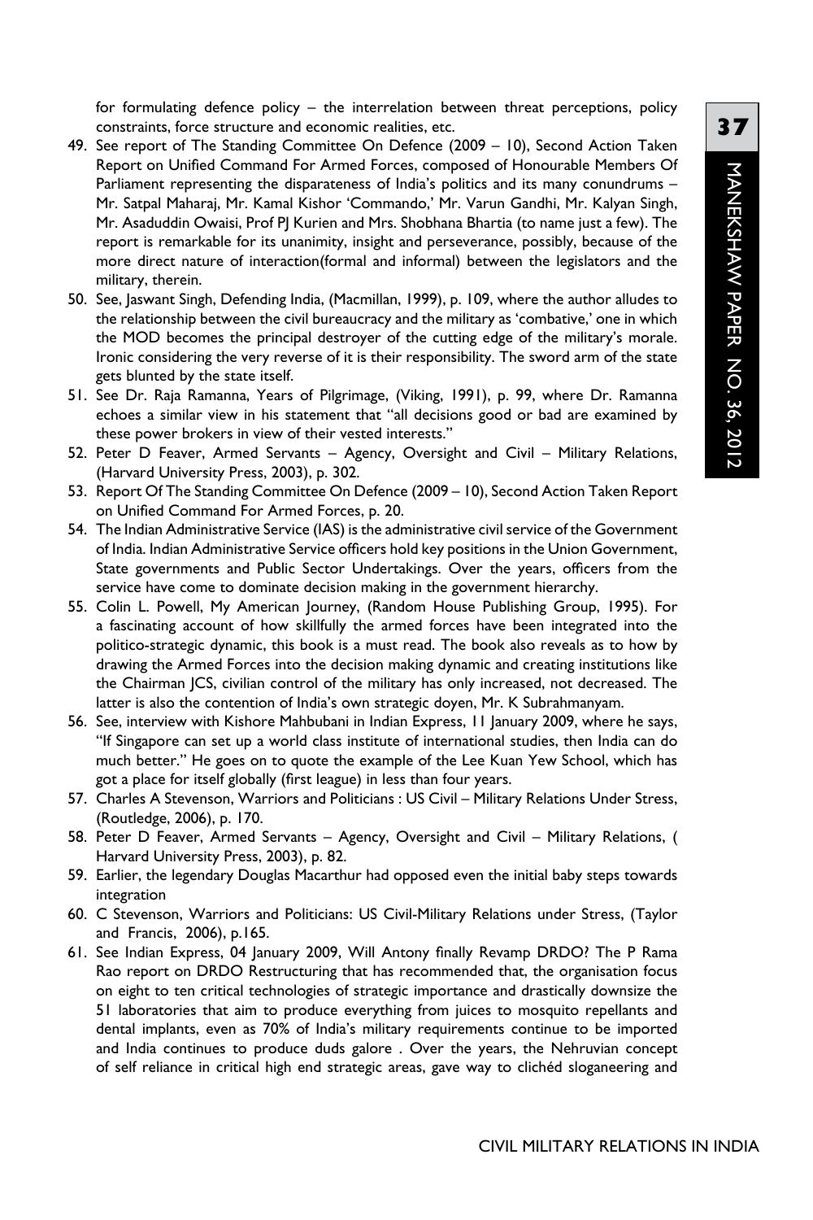for formulating defence policy – the interrelation between threat perceptions, policy constraints, force structure and economic realities, etc.

49. See report of The Standing Committee On Defence (2009 – 10), Second Action Taken Report on Unified Command For Armed Forces, composed of Honourable Members Of Parliament representing the disparateness of India's politics and its many conundrums – Mr. Satpal Maharaj, Mr. Kamal Kishor 'Commando,' Mr. Varun Gandhi, Mr. Kalyan Singh, Mr. Asaduddin Owaisi, Prof PJ Kurien and Mrs. Shobhana Bhartia (to name just a few). The report is remarkable for its unanimity, insight and perseverance, possibly, because of the more direct nature of interaction(formal and informal) between the legislators and the military, therein.
50. See, Jaswant Singh, Defending India, (Macmillan, 1999), p. 109, where the author alludes to the relationship between the civil bureaucracy and the military as 'combative,' one in which the MOD becomes the principal destroyer of the cutting edge of the military's morale. Ironic considering the very reverse of it is their responsibility. The sword arm of the state gets blunted by the state itself.
51. See Dr. Raja Ramanna, Years of Pilgrimage, (Viking, 1991), p. 99, where Dr. Ramanna echoes a similar view in his statement that "all decisions good or bad are examined by these power brokers in view of their vested interests."
52. Peter D Feaver, Armed Servants – Agency, Oversight and Civil – Military Relations, (Harvard University Press, 2003), p. 302.
53. Report Of The Standing Committee On Defence (2009 – 10), Second Action Taken Report on Unified Command For Armed Forces, p. 20.
54. The Indian Administrative Service (IAS) is the administrative civil service of the Government of India. Indian Administrative Service officers hold key positions in the Union Government, State governments and Public Sector Undertakings. Over the years, officers from the service have come to dominate decision making in the government hierarchy.
55. Colin L. Powell, My American Journey, (Random House Publishing Group, 1995). For a fascinating account of how skillfully the armed forces have been integrated into the politico-strategic dynamic, this book is a must read. The book also reveals as to how by drawing the Armed Forces into the decision making dynamic and creating institutions like the Chairman JCS, civilian control of the military has only increased, not decreased. The latter is also the contention of India's own strategic doyen, Mr. K Subrahmanyam.
56. See, interview with Kishore Mahbubani in Indian Express, 11 January 2009, where he says, "If Singapore can set up a world class institute of international studies, then India can do much better." He goes on to quote the example of the Lee Kuan Yew School, which has got a place for itself globally (first league) in less than four years.
57. Charles A Stevenson, Warriors and Politicians : US Civil – Military Relations Under Stress, (Routledge, 2006), p. 170.
58. Peter D Feaver, Armed Servants – Agency, Oversight and Civil – Military Relations, ( Harvard University Press, 2003), p. 82.
59. Earlier, the legendary Douglas Macarthur had opposed even the initial baby steps towards integration
60. C Stevenson, Warriors and Politicians: US Civil-Military Relations under Stress, (Taylor and Francis, 2006), p.165.
61. See Indian Express, 04 January 2009, Will Antony finally Revamp DRDO? The P Rama Rao report on DRDO Restructuring that has recommended that, the organisation focus on eight to ten critical technologies of strategic importance and drastically downsize the 51 laboratories that aim to produce everything from juices to mosquito repellants and dental implants, even as 70% of India's military requirements continue to be imported and India continues to produce duds galore . Over the years, the Nehruvian concept of self reliance in critical high end strategic areas, gave way to clichéd sloganeering and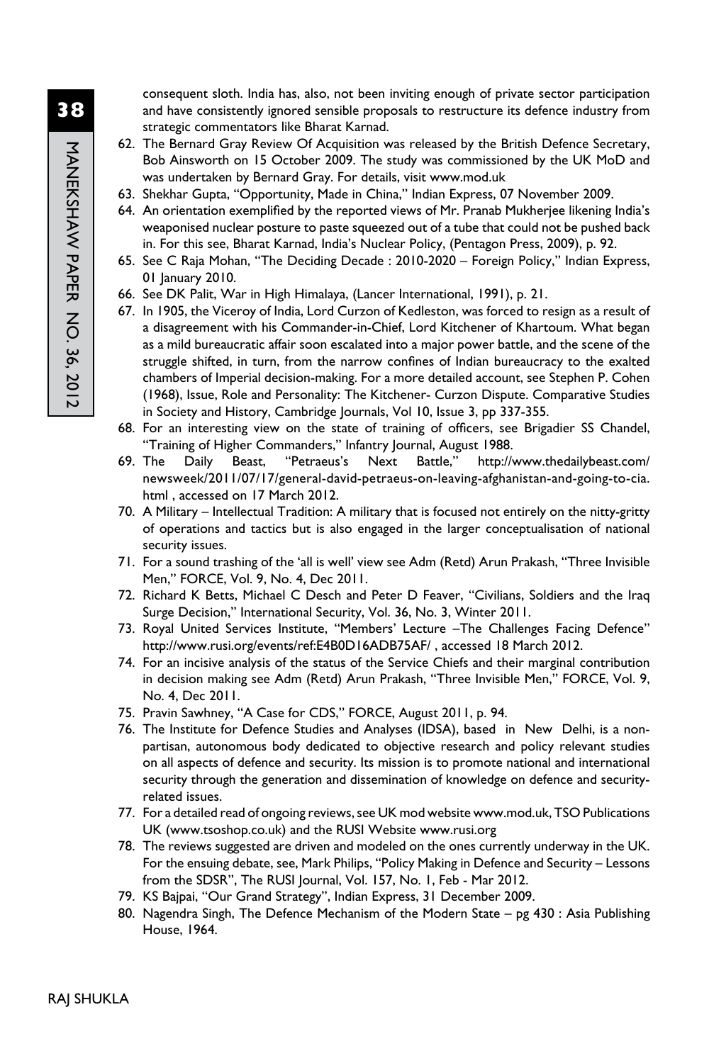consequent sloth. India has, also, not been inviting enough of private sector participation and have consistently ignored sensible proposals to restructure its defence industry from strategic commentators like Bharat Karnad.

62. The Bernard Gray Review Of Acquisition was released by the British Defence Secretary, Bob Ainsworth on 15 October 2009. The study was commissioned by the UK MoD and was undertaken by Bernard Gray. For details, visit www.mod.uk
63. Shekhar Gupta, "Opportunity, Made in China," Indian Express, 07 November 2009.
64. An orientation exemplified by the reported views of Mr. Pranab Mukherjee likening India's weaponised nuclear posture to paste squeezed out of a tube that could not be pushed back in. For this see, Bharat Karnad, India's Nuclear Policy, (Pentagon Press, 2009), p. 92.
65. See C Raja Mohan, "The Deciding Decade : 2010-2020 – Foreign Policy," Indian Express, 01 January 2010.
66. See DK Palit, War in High Himalaya, (Lancer International, 1991), p. 21.
67. In 1905, the Viceroy of India, Lord Curzon of Kedleston, was forced to resign as a result of a disagreement with his Commander-in-Chief, Lord Kitchener of Khartoum. What began as a mild bureaucratic affair soon escalated into a major power battle, and the scene of the struggle shifted, in turn, from the narrow confines of Indian bureaucracy to the exalted chambers of Imperial decision-making. For a more detailed account, see Stephen P. Cohen (1968), Issue, Role and Personality: The Kitchener- Curzon Dispute. Comparative Studies in Society and History, Cambridge Journals, Vol 10, Issue 3, pp 337-355.
68. For an interesting view on the state of training of officers, see Brigadier SS Chandel, "Training of Higher Commanders," Infantry Journal, August 1988.
69. The Daily Beast, "Petraeus's Next Battle," http://www.thedailybeast.com/newsweek/2011/07/17/general-david-petraeus-on-leaving-afghanistan-and-going-to-cia.html , accessed on 17 March 2012.
70. A Military – Intellectual Tradition: A military that is focused not entirely on the nitty-gritty of operations and tactics but is also engaged in the larger conceptualisation of national security issues.
71. For a sound trashing of the 'all is well' view see Adm (Retd) Arun Prakash, "Three Invisible Men," FORCE, Vol. 9, No. 4, Dec 2011.
72. Richard K Betts, Michael C Desch and Peter D Feaver, "Civilians, Soldiers and the Iraq Surge Decision," International Security, Vol. 36, No. 3, Winter 2011.
73. Royal United Services Institute, "Members' Lecture –The Challenges Facing Defence" http://www.rusi.org/events/ref:E4B0D16ADB75AF/ , accessed 18 March 2012.
74. For an incisive analysis of the status of the Service Chiefs and their marginal contribution in decision making see Adm (Retd) Arun Prakash, "Three Invisible Men," FORCE, Vol. 9, No. 4, Dec 2011.
75. Pravin Sawhney, "A Case for CDS," FORCE, August 2011, p. 94.
76. The Institute for Defence Studies and Analyses (IDSA), based in New Delhi, is a non-partisan, autonomous body dedicated to objective research and policy relevant studies on all aspects of defence and security. Its mission is to promote national and international security through the generation and dissemination of knowledge on defence and security-related issues.
77. For a detailed read of ongoing reviews, see UK mod website www.mod.uk, TSO Publications UK (www.tsoshop.co.uk) and the RUSI Website www.rusi.org
78. The reviews suggested are driven and modeled on the ones currently underway in the UK. For the ensuing debate, see, Mark Philips, "Policy Making in Defence and Security – Lessons from the SDSR", The RUSI Journal, Vol. 157, No. 1, Feb - Mar 2012.
79. KS Bajpai, "Our Grand Strategy", Indian Express, 31 December 2009.
80. Nagendra Singh, The Defence Mechanism of the Modern State – pg 430 : Asia Publishing House, 1964.